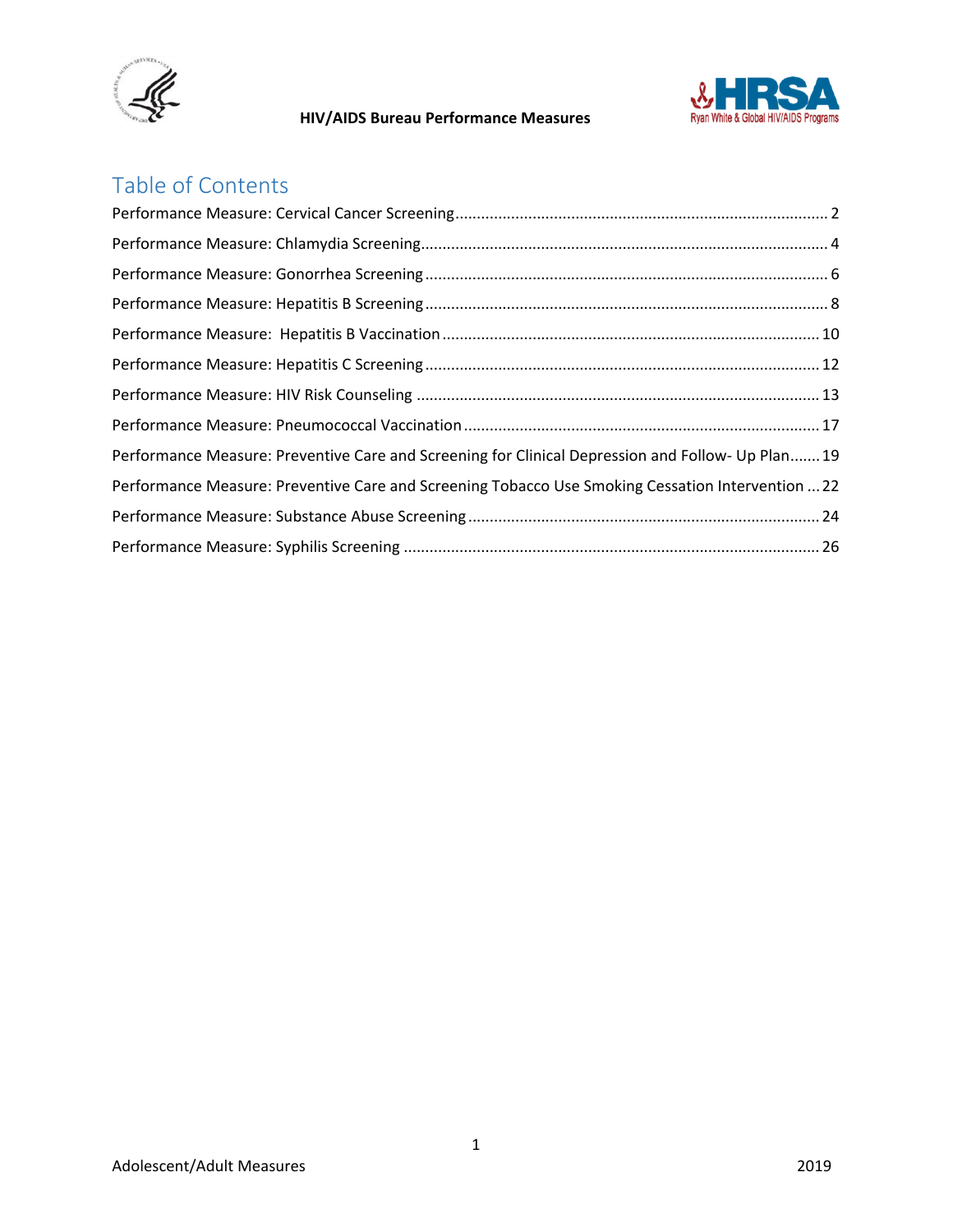# Table of Contents

Performance Measure: Cervical Cancer Screening ........ 2

Performance Measure: Chlamydia Screening ........ 4

Performance Measure: Gonorrhea Screening ........ 6

Performance Measure: Hepatitis B Screening ........ 8

Performance Measure: Hepatitis B Vaccination ........ 10

Performance Measure: Hepatitis C Screening ........ 12

Performance Measure: HIV Risk Counseling ........ 13

Performance Measure: Pneumococcal Vaccination ........ 17

Performance Measure: Preventive Care and Screening for Clinical Depression and Follow- Up Plan ........ 19

Performance Measure: Preventive Care and Screening Tobacco Use Smoking Cessation Intervention ........ 22

Performance Measure: Substance Abuse Screening ........ 24

Performance Measure: Syphilis Screening ........ 26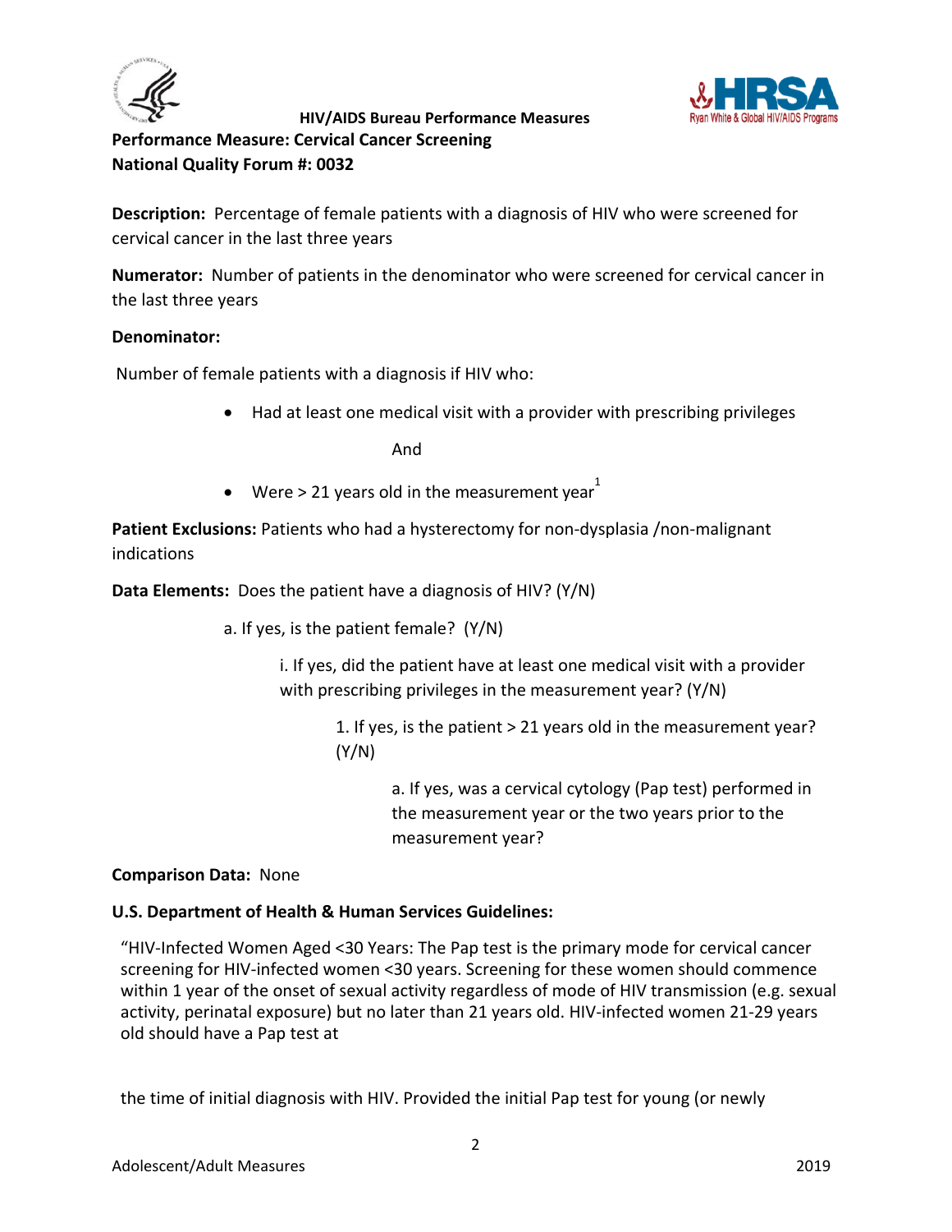**HIV/AIDS Bureau Performance Measures**

## Performance Measure: Cervical Cancer Screening

**National Quality Forum #: 0032**

**Description:** Percentage of female patients with a diagnosis of HIV who were screened for cervical cancer in the last three years

**Numerator:** Number of patients in the denominator who were screened for cervical cancer in the last three years

**Denominator:**

Number of female patients with a diagnosis if HIV who:

- Had at least one medical visit with a provider with prescribing privileges

  And

- Were > 21 years old in the measurement year[1]

**Patient Exclusions:** Patients who had a hysterectomy for non-dysplasia /non-malignant indications

**Data Elements:** Does the patient have a diagnosis of HIV? (Y/N)

a. If yes, is the patient female? (Y/N)

i. If yes, did the patient have at least one medical visit with a provider with prescribing privileges in the measurement year? (Y/N)

1. If yes, is the patient > 21 years old in the measurement year? (Y/N)

a. If yes, was a cervical cytology (Pap test) performed in the measurement year or the two years prior to the measurement year?

**Comparison Data:** None

**U.S. Department of Health & Human Services Guidelines:**

"HIV-Infected Women Aged <30 Years: The Pap test is the primary mode for cervical cancer screening for HIV-infected women <30 years. Screening for these women should commence within 1 year of the onset of sexual activity regardless of mode of HIV transmission (e.g. sexual activity, perinatal exposure) but no later than 21 years old. HIV-infected women 21-29 years old should have a Pap test at

the time of initial diagnosis with HIV. Provided the initial Pap test for young (or newly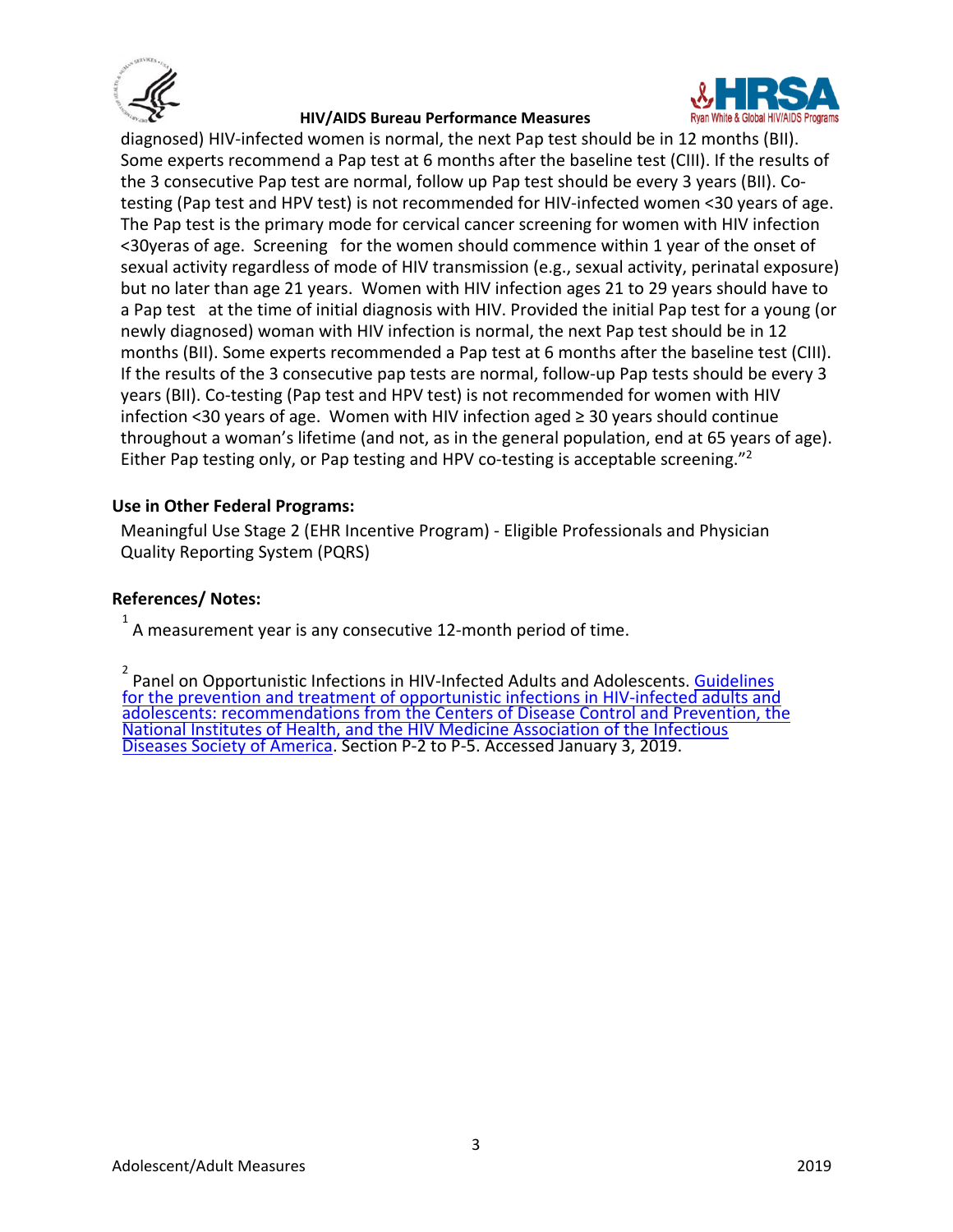diagnosed) HIV-infected women is normal, the next Pap test should be in 12 months (BII). Some experts recommend a Pap test at 6 months after the baseline test (CIII). If the results of the 3 consecutive Pap test are normal, follow up Pap test should be every 3 years (BII). Co-testing (Pap test and HPV test) is not recommended for HIV-infected women <30 years of age. The Pap test is the primary mode for cervical cancer screening for women with HIV infection <30yeras of age. Screening for the women should commence within 1 year of the onset of sexual activity regardless of mode of HIV transmission (e.g., sexual activity, perinatal exposure) but no later than age 21 years. Women with HIV infection ages 21 to 29 years should have to a Pap test at the time of initial diagnosis with HIV. Provided the initial Pap test for a young (or newly diagnosed) woman with HIV infection is normal, the next Pap test should be in 12 months (BII). Some experts recommended a Pap test at 6 months after the baseline test (CIII). If the results of the 3 consecutive pap tests are normal, follow-up Pap tests should be every 3 years (BII). Co-testing (Pap test and HPV test) is not recommended for women with HIV infection <30 years of age. Women with HIV infection aged ≥ 30 years should continue throughout a woman's lifetime (and not, as in the general population, end at 65 years of age). Either Pap testing only, or Pap testing and HPV co-testing is acceptable screening."[2]

**Use in Other Federal Programs:**

Meaningful Use Stage 2 (EHR Incentive Program) - Eligible Professionals and Physician Quality Reporting System (PQRS)

**References/ Notes:**

[1] A measurement year is any consecutive 12-month period of time.

[2] Panel on Opportunistic Infections in HIV-Infected Adults and Adolescents. Guidelines for the prevention and treatment of opportunistic infections in HIV-infected adults and adolescents: recommendations from the Centers of Disease Control and Prevention, the National Institutes of Health, and the HIV Medicine Association of the Infectious Diseases Society of America. Section P-2 to P-5. Accessed January 3, 2019.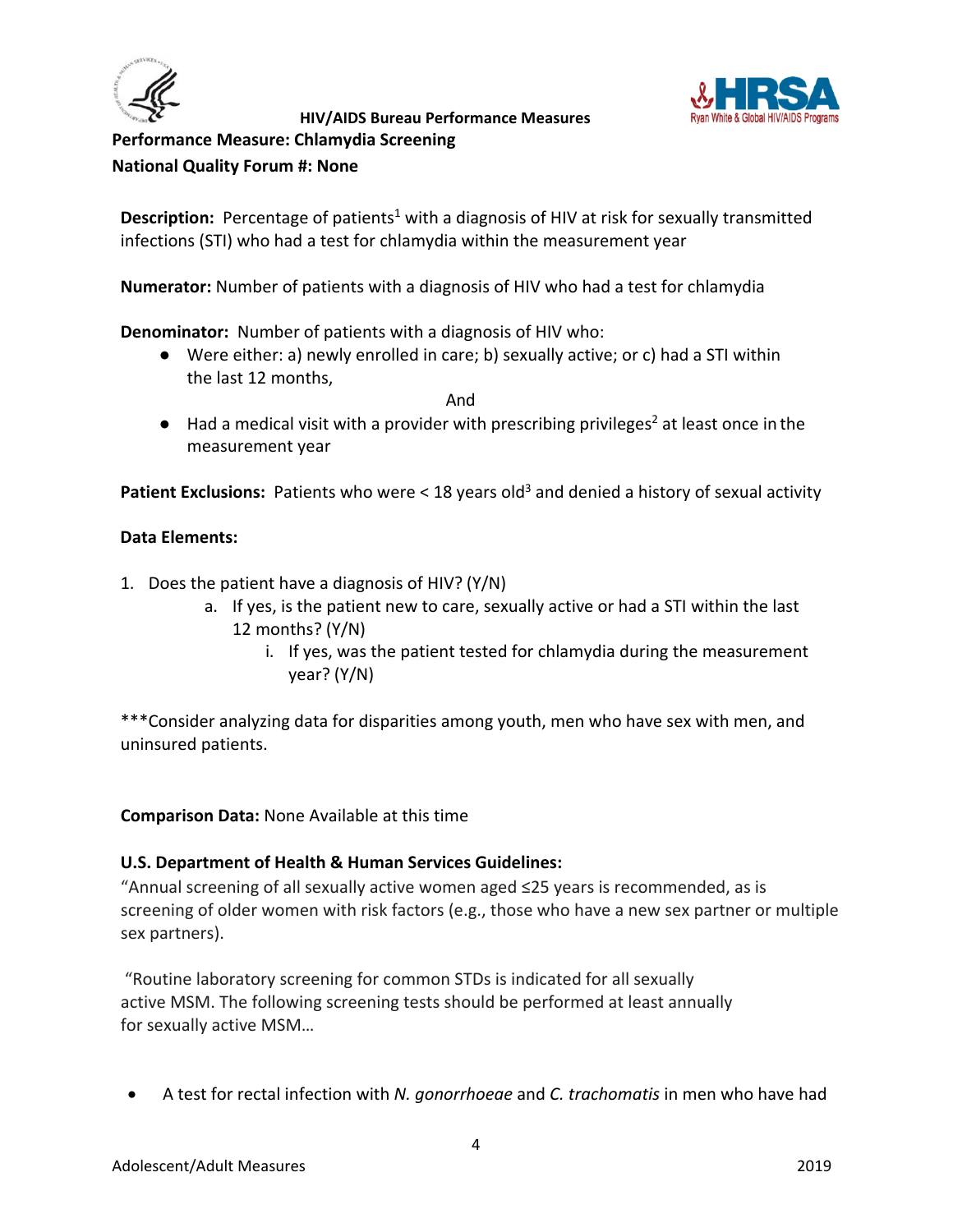**HIV/AIDS Bureau Performance Measures**

**Performance Measure: Chlamydia Screening**

**National Quality Forum #: None**

**Description:** Percentage of patients[1] with a diagnosis of HIV at risk for sexually transmitted infections (STI) who had a test for chlamydia within the measurement year

**Numerator:** Number of patients with a diagnosis of HIV who had a test for chlamydia

**Denominator:** Number of patients with a diagnosis of HIV who:

- Were either: a) newly enrolled in care; b) sexually active; or c) had a STI within the last 12 months,

  And

- Had a medical visit with a provider with prescribing privileges[2] at least once in the measurement year

**Patient Exclusions:** Patients who were < 18 years old[3] and denied a history of sexual activity

**Data Elements:**

1. Does the patient have a diagnosis of HIV? (Y/N)
   a. If yes, is the patient new to care, sexually active or had a STI within the last 12 months? (Y/N)
      i. If yes, was the patient tested for chlamydia during the measurement year? (Y/N)

***Consider analyzing data for disparities among youth, men who have sex with men, and uninsured patients.

**Comparison Data:** None Available at this time

**U.S. Department of Health & Human Services Guidelines:**

"Annual screening of all sexually active women aged ≤25 years is recommended, as is screening of older women with risk factors (e.g., those who have a new sex partner or multiple sex partners).

"Routine laboratory screening for common STDs is indicated for all sexually active MSM. The following screening tests should be performed at least annually for sexually active MSM…

- A test for rectal infection with *N. gonorrhoeae* and *C. trachomatis* in men who have had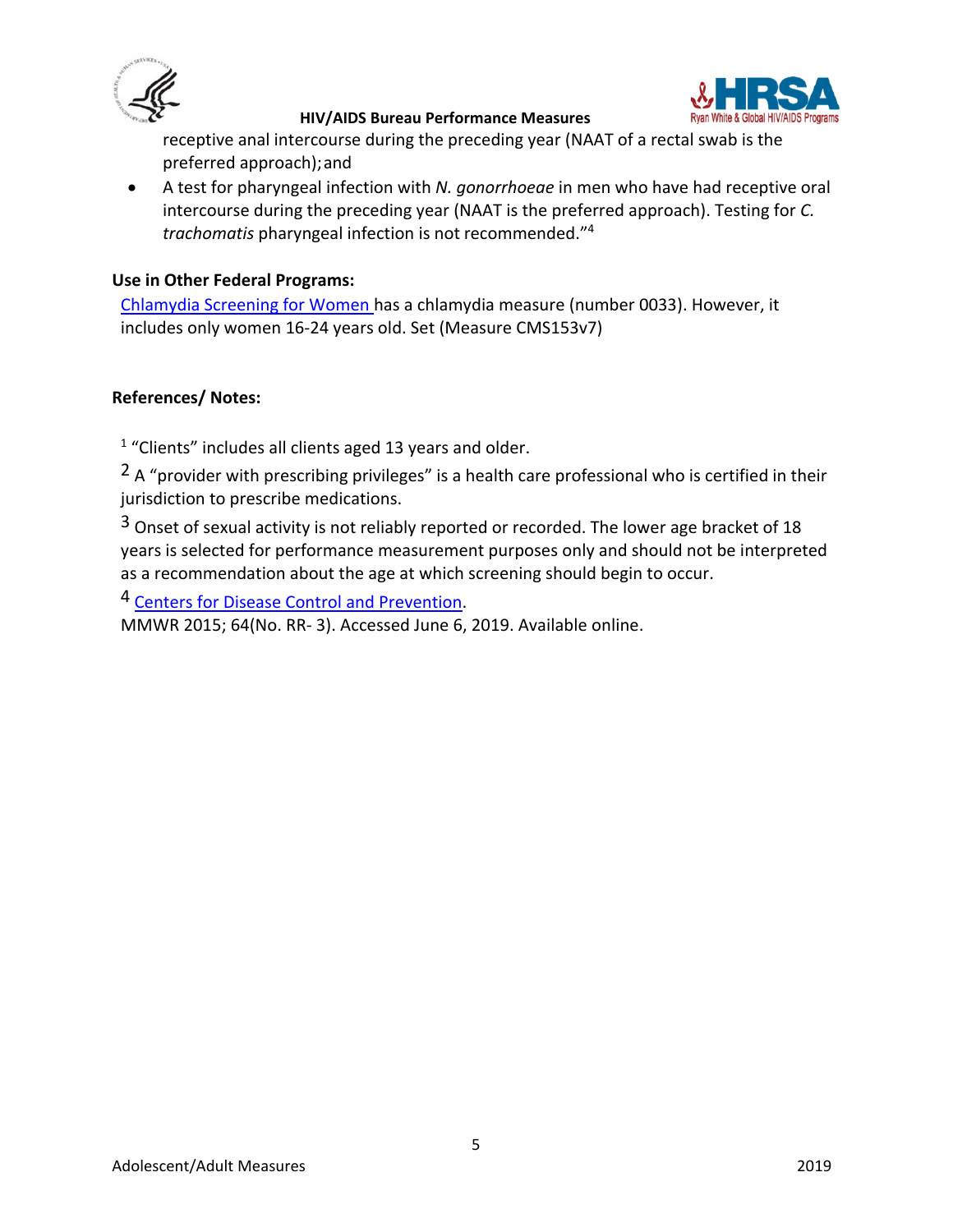receptive anal intercourse during the preceding year (NAAT of a rectal swab is the preferred approach); and

- A test for pharyngeal infection with *N. gonorrhoeae* in men who have had receptive oral intercourse during the preceding year (NAAT is the preferred approach). Testing for *C. trachomatis* pharyngeal infection is not recommended."[4]

**Use in Other Federal Programs:**

Chlamydia Screening for Women has a chlamydia measure (number 0033). However, it includes only women 16-24 years old. Set (Measure CMS153v7)

**References/ Notes:**

[1] "Clients" includes all clients aged 13 years and older.

[2] A "provider with prescribing privileges" is a health care professional who is certified in their jurisdiction to prescribe medications.

[3] Onset of sexual activity is not reliably reported or recorded. The lower age bracket of 18 years is selected for performance measurement purposes only and should not be interpreted as a recommendation about the age at which screening should begin to occur.

[4] Centers for Disease Control and Prevention.
MMWR 2015; 64(No. RR- 3). Accessed June 6, 2019. Available online.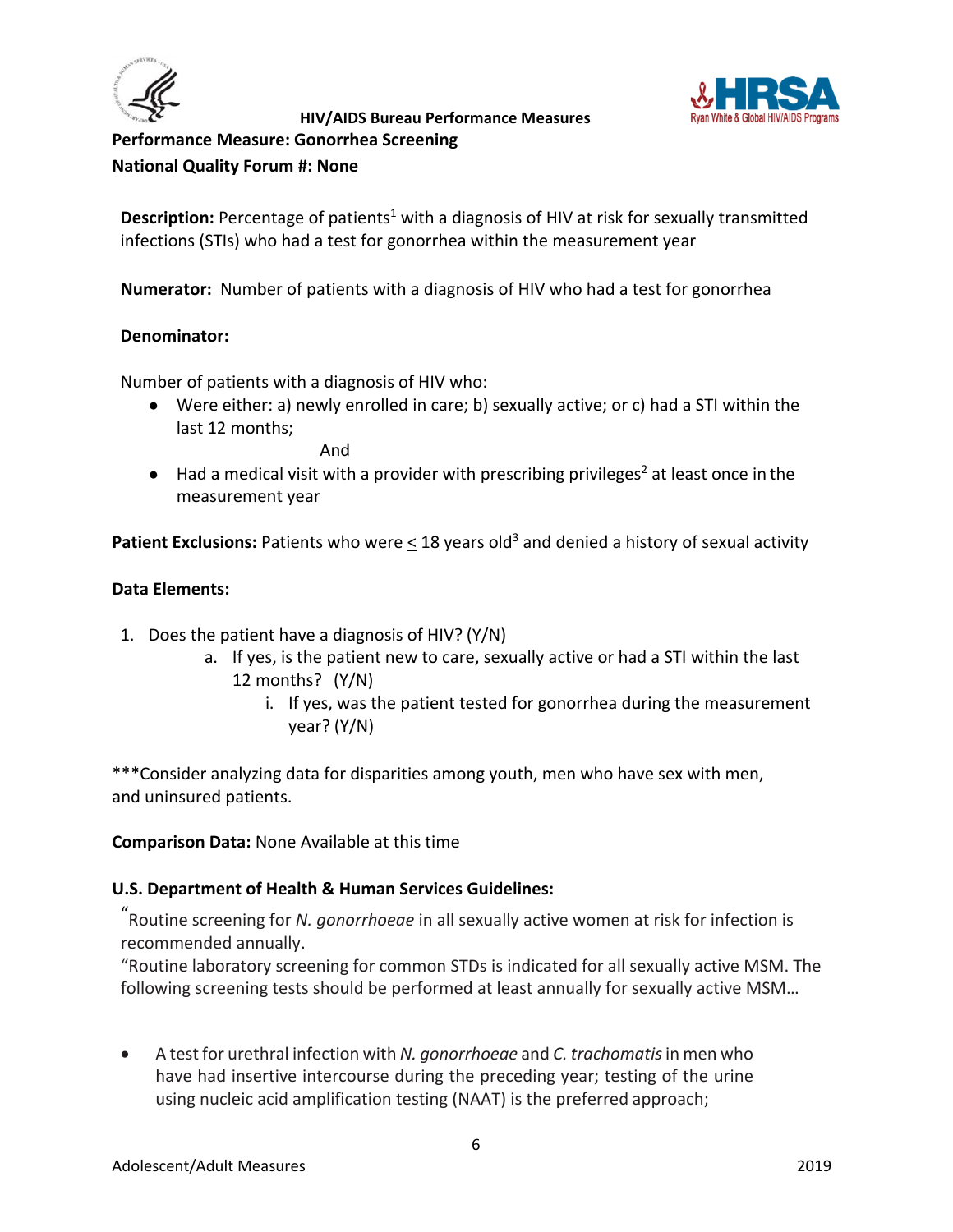HIV/AIDS Bureau Performance Measures

## Performance Measure: Gonorrhea Screening

**National Quality Forum #: None**

**Description:** Percentage of patients[1] with a diagnosis of HIV at risk for sexually transmitted infections (STIs) who had a test for gonorrhea within the measurement year

**Numerator:** Number of patients with a diagnosis of HIV who had a test for gonorrhea

**Denominator:**

Number of patients with a diagnosis of HIV who:

- Were either: a) newly enrolled in care; b) sexually active; or c) had a STI within the last 12 months;

  And

- Had a medical visit with a provider with prescribing privileges[2] at least once in the measurement year

**Patient Exclusions:** Patients who were ≤ 18 years old[3] and denied a history of sexual activity

**Data Elements:**

1. Does the patient have a diagnosis of HIV? (Y/N)
   a. If yes, is the patient new to care, sexually active or had a STI within the last 12 months? (Y/N)
      i. If yes, was the patient tested for gonorrhea during the measurement year? (Y/N)

***Consider analyzing data for disparities among youth, men who have sex with men, and uninsured patients.

**Comparison Data:** None Available at this time

**U.S. Department of Health & Human Services Guidelines:**

"Routine screening for *N. gonorrhoeae* in all sexually active women at risk for infection is recommended annually.

"Routine laboratory screening for common STDs is indicated for all sexually active MSM. The following screening tests should be performed at least annually for sexually active MSM…

- A test for urethral infection with *N. gonorrhoeae* and *C. trachomatis* in men who have had insertive intercourse during the preceding year; testing of the urine using nucleic acid amplification testing (NAAT) is the preferred approach;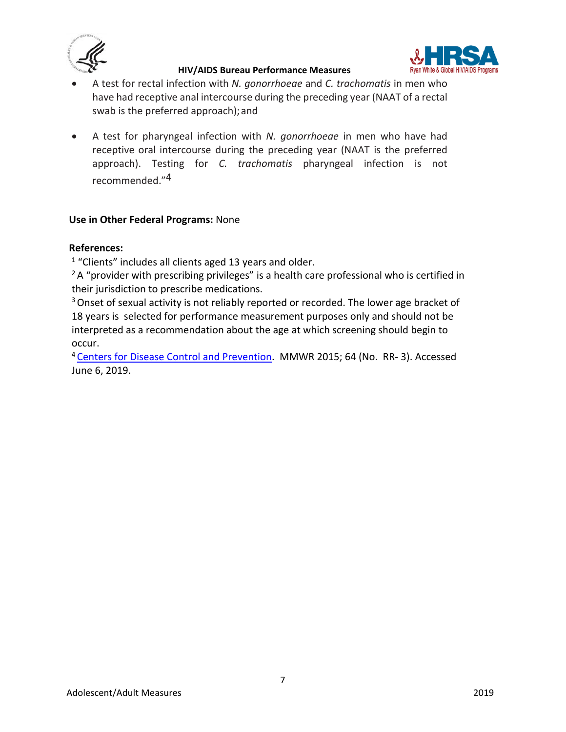- A test for rectal infection with *N. gonorrhoeae* and *C. trachomatis* in men who have had receptive anal intercourse during the preceding year (NAAT of a rectal swab is the preferred approach); and

- A test for pharyngeal infection with *N. gonorrhoeae* in men who have had receptive oral intercourse during the preceding year (NAAT is the preferred approach). Testing for *C. trachomatis* pharyngeal infection is not recommended."[4]

**Use in Other Federal Programs:** None

**References:**

[1] "Clients" includes all clients aged 13 years and older.

[2] A "provider with prescribing privileges" is a health care professional who is certified in their jurisdiction to prescribe medications.

[3] Onset of sexual activity is not reliably reported or recorded. The lower age bracket of 18 years is selected for performance measurement purposes only and should not be interpreted as a recommendation about the age at which screening should begin to occur.

[4] Centers for Disease Control and Prevention. MMWR 2015; 64 (No. RR- 3). Accessed June 6, 2019.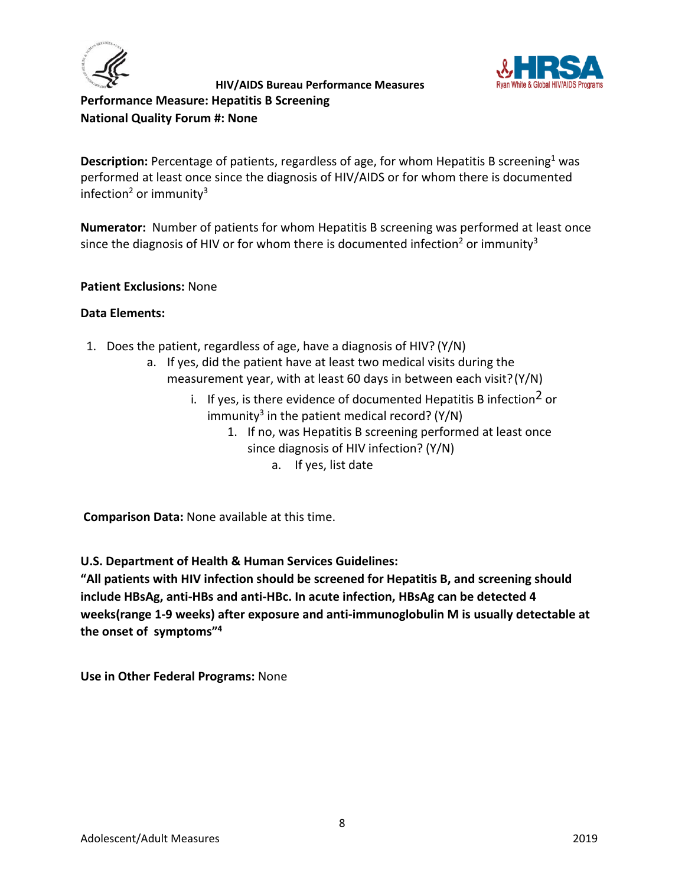HIV/AIDS Bureau Performance Measures

**Performance Measure: Hepatitis B Screening**
**National Quality Forum #: None**

**Description:** Percentage of patients, regardless of age, for whom Hepatitis B screening[1] was performed at least once since the diagnosis of HIV/AIDS or for whom there is documented infection[2] or immunity[3]

**Numerator:** Number of patients for whom Hepatitis B screening was performed at least once since the diagnosis of HIV or for whom there is documented infection[2] or immunity[3]

**Patient Exclusions:** None

**Data Elements:**

1. Does the patient, regardless of age, have a diagnosis of HIV? (Y/N)
    a. If yes, did the patient have at least two medical visits during the measurement year, with at least 60 days in between each visit? (Y/N)
        i. If yes, is there evidence of documented Hepatitis B infection[2] or immunity[3] in the patient medical record? (Y/N)
            1. If no, was Hepatitis B screening performed at least once since diagnosis of HIV infection? (Y/N)
                a. If yes, list date

**Comparison Data:** None available at this time.

**U.S. Department of Health & Human Services Guidelines:**
**"All patients with HIV infection should be screened for Hepatitis B, and screening should include HBsAg, anti-HBs and anti-HBc. In acute infection, HBsAg can be detected 4 weeks(range 1-9 weeks) after exposure and anti-immunoglobulin M is usually detectable at the onset of symptoms"[4]**

**Use in Other Federal Programs:** None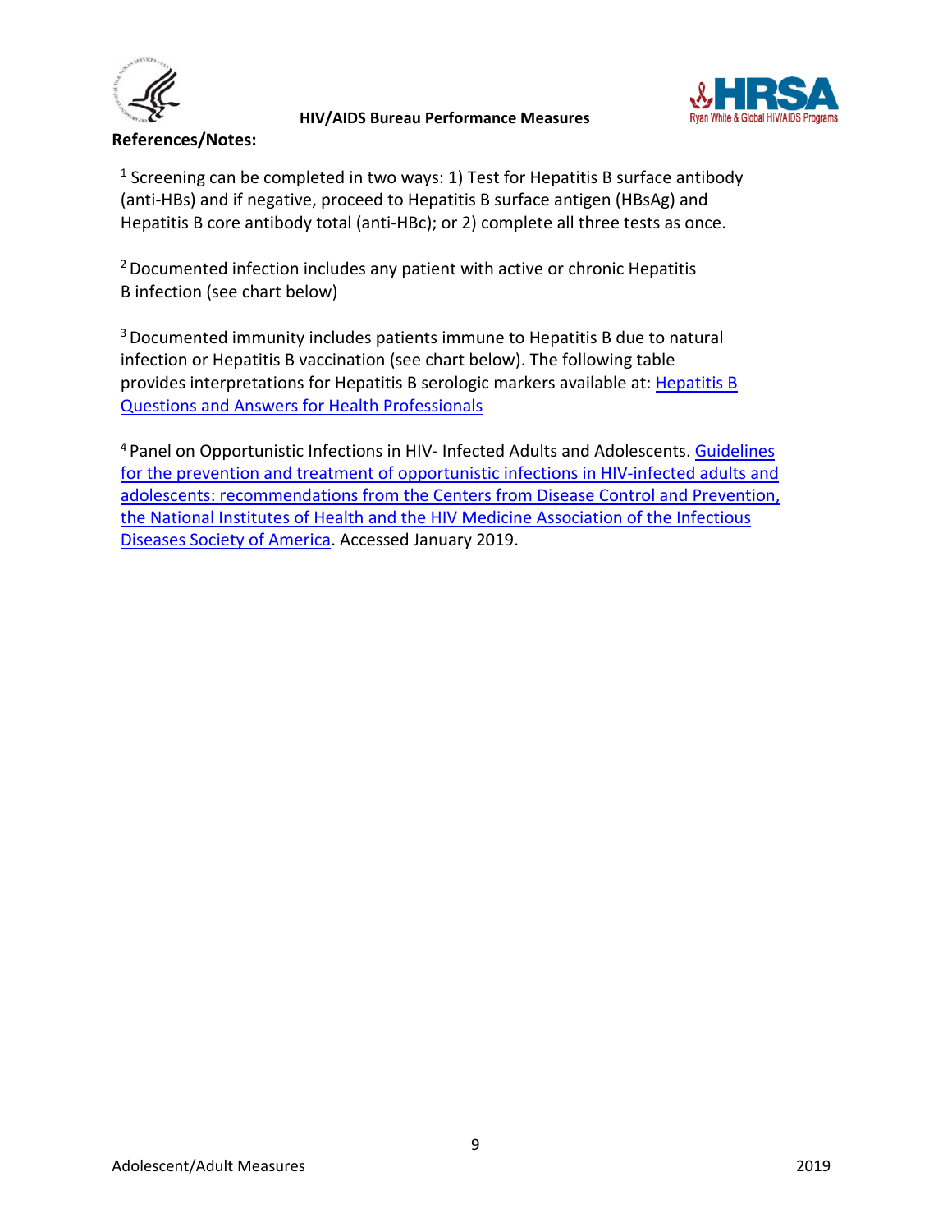**References/Notes:**

[1] Screening can be completed in two ways: 1) Test for Hepatitis B surface antibody (anti-HBs) and if negative, proceed to Hepatitis B surface antigen (HBsAg) and Hepatitis B core antibody total (anti-HBc); or 2) complete all three tests as once.

[2] Documented infection includes any patient with active or chronic Hepatitis B infection (see chart below)

[3] Documented immunity includes patients immune to Hepatitis B due to natural infection or Hepatitis B vaccination (see chart below). The following table provides interpretations for Hepatitis B serologic markers available at: Hepatitis B Questions and Answers for Health Professionals

[4] Panel on Opportunistic Infections in HIV- Infected Adults and Adolescents. Guidelines for the prevention and treatment of opportunistic infections in HIV-infected adults and adolescents: recommendations from the Centers from Disease Control and Prevention, the National Institutes of Health and the HIV Medicine Association of the Infectious Diseases Society of America. Accessed January 2019.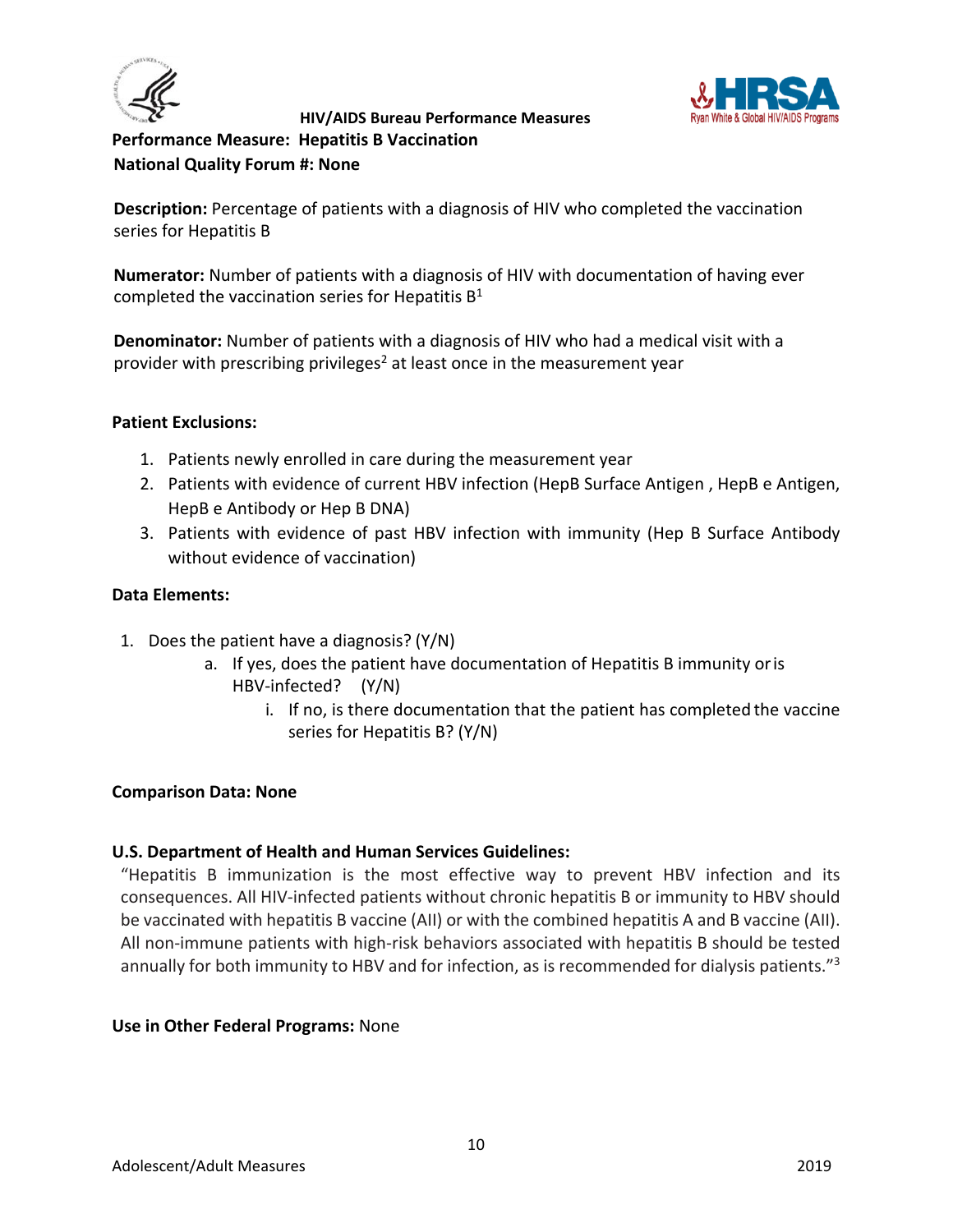HIV/AIDS Bureau Performance Measures

**Performance Measure: Hepatitis B Vaccination**

**National Quality Forum #: None**

**Description:** Percentage of patients with a diagnosis of HIV who completed the vaccination series for Hepatitis B

**Numerator:** Number of patients with a diagnosis of HIV with documentation of having ever completed the vaccination series for Hepatitis B[1]

**Denominator:** Number of patients with a diagnosis of HIV who had a medical visit with a provider with prescribing privileges[2] at least once in the measurement year

**Patient Exclusions:**

1. Patients newly enrolled in care during the measurement year
2. Patients with evidence of current HBV infection (HepB Surface Antigen , HepB e Antigen, HepB e Antibody or Hep B DNA)
3. Patients with evidence of past HBV infection with immunity (Hep B Surface Antibody without evidence of vaccination)

**Data Elements:**

1. Does the patient have a diagnosis? (Y/N)
   a. If yes, does the patient have documentation of Hepatitis B immunity or is HBV-infected? (Y/N)
      i. If no, is there documentation that the patient has completed the vaccine series for Hepatitis B? (Y/N)

**Comparison Data: None**

**U.S. Department of Health and Human Services Guidelines:**

"Hepatitis B immunization is the most effective way to prevent HBV infection and its consequences. All HIV-infected patients without chronic hepatitis B or immunity to HBV should be vaccinated with hepatitis B vaccine (AII) or with the combined hepatitis A and B vaccine (AII). All non-immune patients with high-risk behaviors associated with hepatitis B should be tested annually for both immunity to HBV and for infection, as is recommended for dialysis patients."[3]

**Use in Other Federal Programs:** None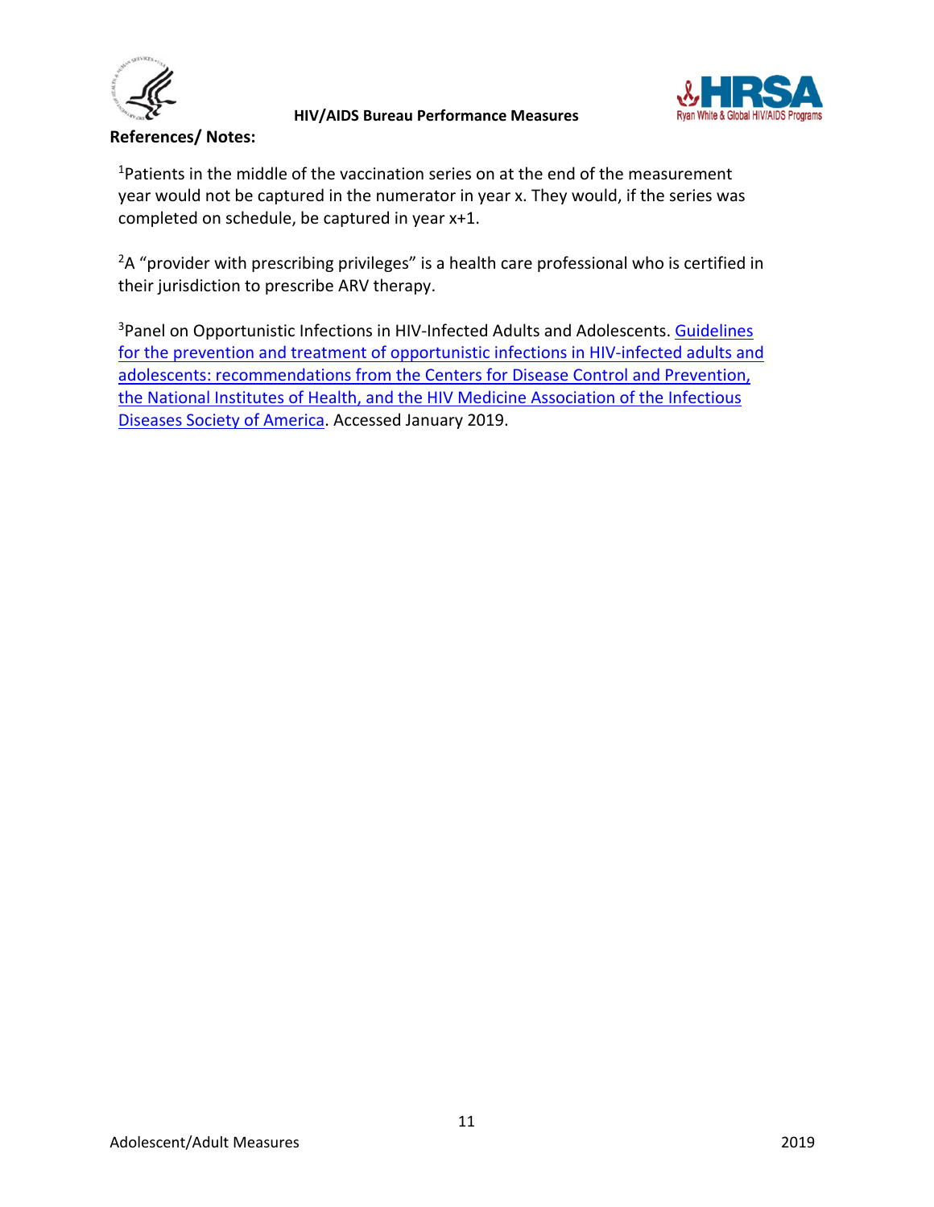**References/ Notes:**

[1]Patients in the middle of the vaccination series on at the end of the measurement year would not be captured in the numerator in year x. They would, if the series was completed on schedule, be captured in year x+1.

[2]A "provider with prescribing privileges" is a health care professional who is certified in their jurisdiction to prescribe ARV therapy.

[3]Panel on Opportunistic Infections in HIV-Infected Adults and Adolescents. Guidelines for the prevention and treatment of opportunistic infections in HIV-infected adults and adolescents: recommendations from the Centers for Disease Control and Prevention, the National Institutes of Health, and the HIV Medicine Association of the Infectious Diseases Society of America. Accessed January 2019.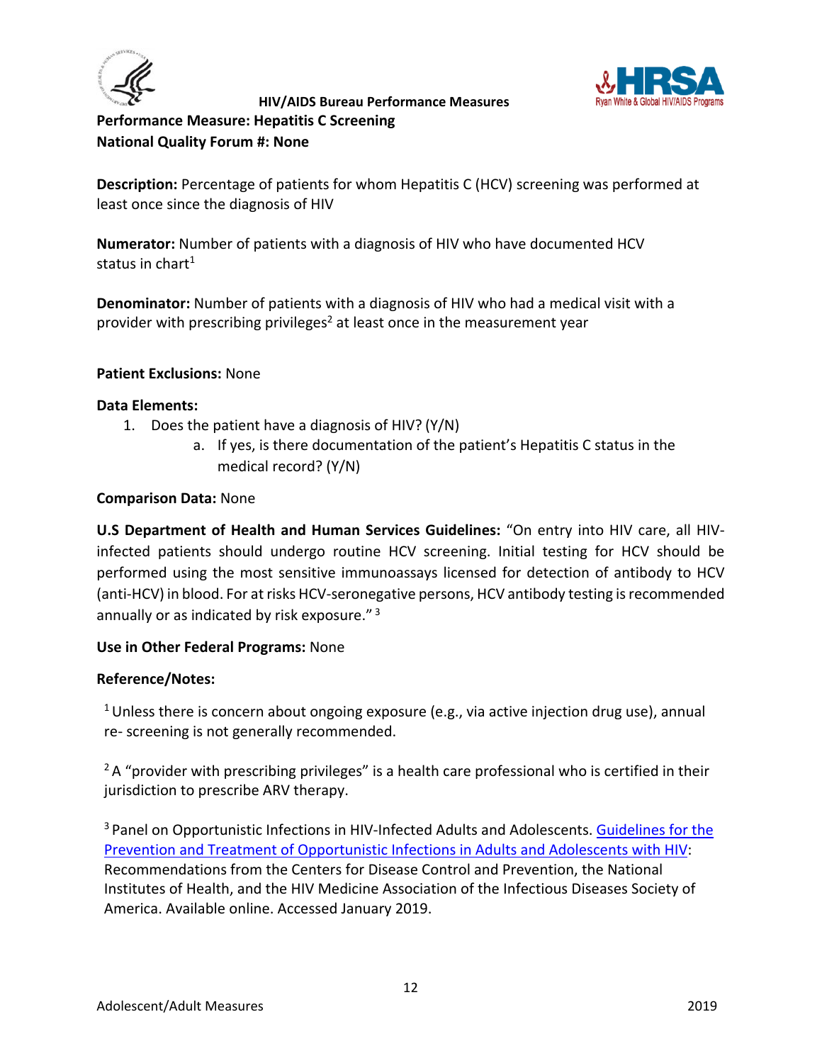HIV/AIDS Bureau Performance Measures

**Performance Measure: Hepatitis C Screening**
**National Quality Forum #: None**

**Description:** Percentage of patients for whom Hepatitis C (HCV) screening was performed at least once since the diagnosis of HIV

**Numerator:** Number of patients with a diagnosis of HIV who have documented HCV status in chart[1]

**Denominator:** Number of patients with a diagnosis of HIV who had a medical visit with a provider with prescribing privileges[2] at least once in the measurement year

**Patient Exclusions:** None

**Data Elements:**

1. Does the patient have a diagnosis of HIV? (Y/N)
    a. If yes, is there documentation of the patient's Hepatitis C status in the medical record? (Y/N)

**Comparison Data:** None

**U.S Department of Health and Human Services Guidelines:** "On entry into HIV care, all HIV-infected patients should undergo routine HCV screening. Initial testing for HCV should be performed using the most sensitive immunoassays licensed for detection of antibody to HCV (anti-HCV) in blood. For at risks HCV-seronegative persons, HCV antibody testing is recommended annually or as indicated by risk exposure." [3]

**Use in Other Federal Programs:** None

**Reference/Notes:**

[1] Unless there is concern about ongoing exposure (e.g., via active injection drug use), annual re- screening is not generally recommended.

[2] A "provider with prescribing privileges" is a health care professional who is certified in their jurisdiction to prescribe ARV therapy.

[3] Panel on Opportunistic Infections in HIV-Infected Adults and Adolescents. Guidelines for the Prevention and Treatment of Opportunistic Infections in Adults and Adolescents with HIV: Recommendations from the Centers for Disease Control and Prevention, the National Institutes of Health, and the HIV Medicine Association of the Infectious Diseases Society of America. Available online. Accessed January 2019.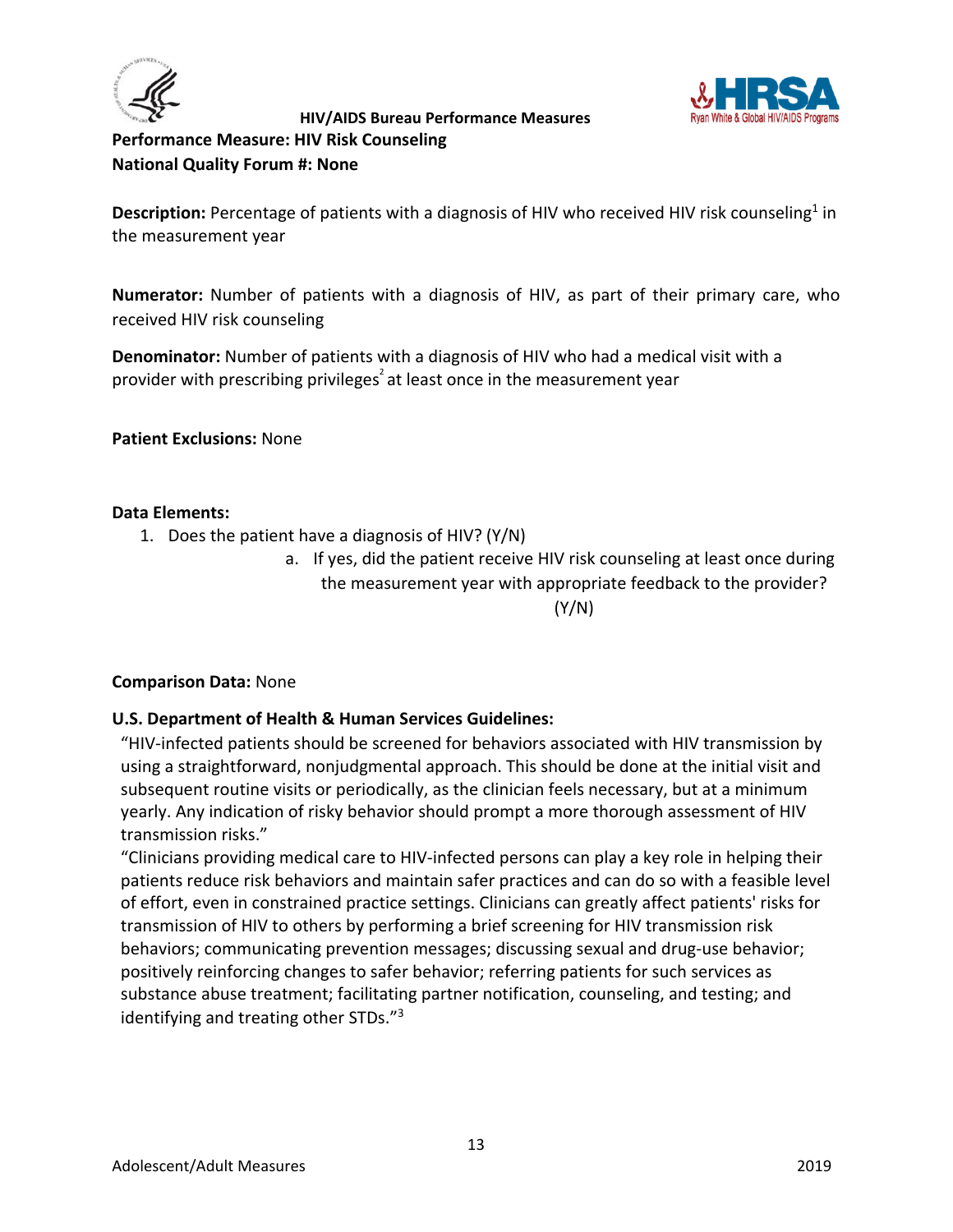**HIV/AIDS Bureau Performance Measures**

# Performance Measure: HIV Risk Counseling

**National Quality Forum #: None**

**Description:** Percentage of patients with a diagnosis of HIV who received HIV risk counseling[1] in the measurement year

**Numerator:** Number of patients with a diagnosis of HIV, as part of their primary care, who received HIV risk counseling

**Denominator:** Number of patients with a diagnosis of HIV who had a medical visit with a provider with prescribing privileges[2] at least once in the measurement year

**Patient Exclusions:** None

**Data Elements:**

1. Does the patient have a diagnosis of HIV? (Y/N)
   a. If yes, did the patient receive HIV risk counseling at least once during the measurement year with appropriate feedback to the provider? (Y/N)

**Comparison Data:** None

**U.S. Department of Health & Human Services Guidelines:**

"HIV-infected patients should be screened for behaviors associated with HIV transmission by using a straightforward, nonjudgmental approach. This should be done at the initial visit and subsequent routine visits or periodically, as the clinician feels necessary, but at a minimum yearly. Any indication of risky behavior should prompt a more thorough assessment of HIV transmission risks."

"Clinicians providing medical care to HIV-infected persons can play a key role in helping their patients reduce risk behaviors and maintain safer practices and can do so with a feasible level of effort, even in constrained practice settings. Clinicians can greatly affect patients' risks for transmission of HIV to others by performing a brief screening for HIV transmission risk behaviors; communicating prevention messages; discussing sexual and drug-use behavior; positively reinforcing changes to safer behavior; referring patients for such services as substance abuse treatment; facilitating partner notification, counseling, and testing; and identifying and treating other STDs."[3]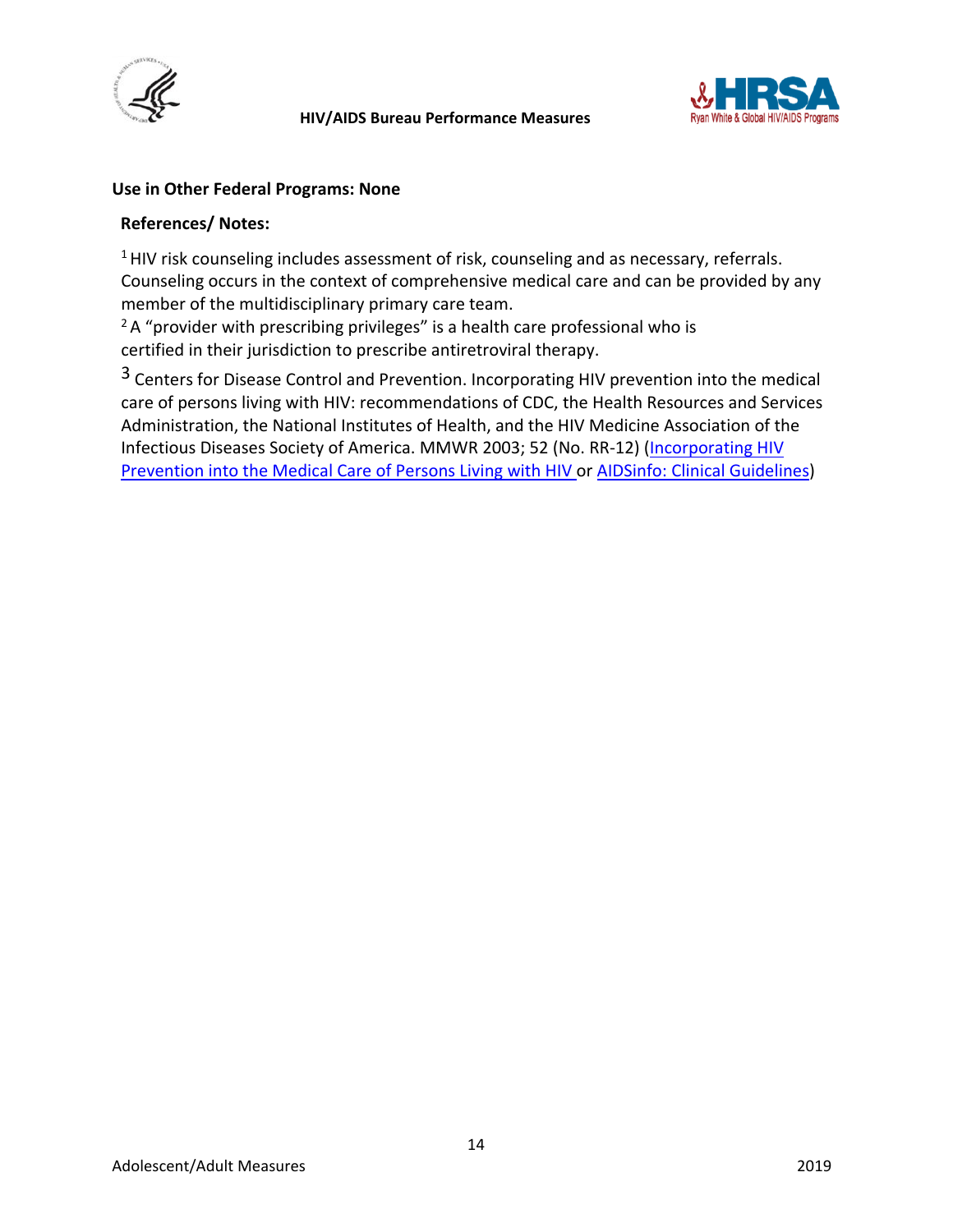**Use in Other Federal Programs: None**

**References/ Notes:**

[1] HIV risk counseling includes assessment of risk, counseling and as necessary, referrals. Counseling occurs in the context of comprehensive medical care and can be provided by any member of the multidisciplinary primary care team.

[2] A "provider with prescribing privileges" is a health care professional who is certified in their jurisdiction to prescribe antiretroviral therapy.

[3] Centers for Disease Control and Prevention. Incorporating HIV prevention into the medical care of persons living with HIV: recommendations of CDC, the Health Resources and Services Administration, the National Institutes of Health, and the HIV Medicine Association of the Infectious Diseases Society of America. MMWR 2003; 52 (No. RR-12) (Incorporating HIV Prevention into the Medical Care of Persons Living with HIV or AIDSinfo: Clinical Guidelines)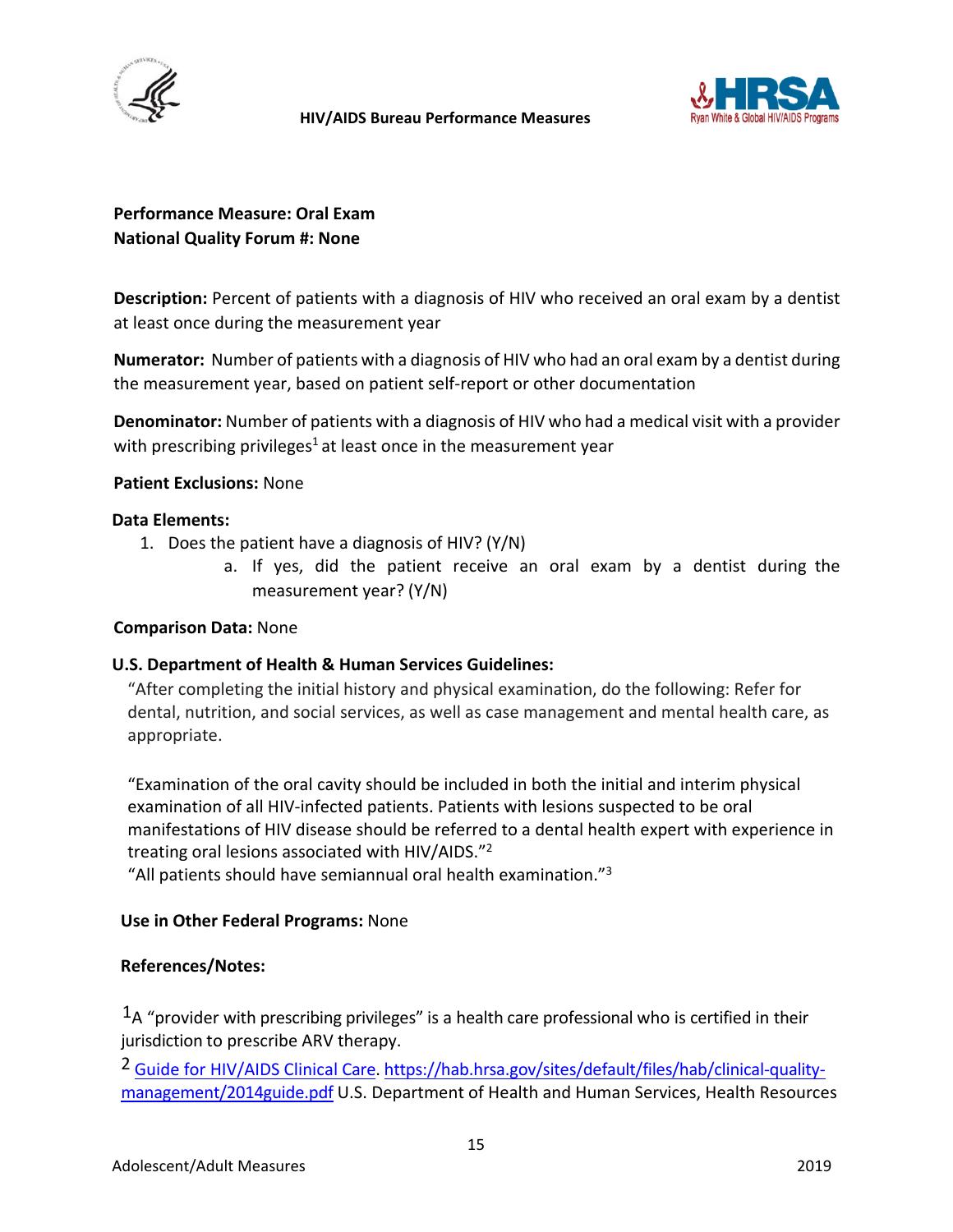**Performance Measure: Oral Exam**
**National Quality Forum #: None**

**Description:** Percent of patients with a diagnosis of HIV who received an oral exam by a dentist at least once during the measurement year

**Numerator:** Number of patients with a diagnosis of HIV who had an oral exam by a dentist during the measurement year, based on patient self-report or other documentation

**Denominator:** Number of patients with a diagnosis of HIV who had a medical visit with a provider with prescribing privileges[1] at least once in the measurement year

**Patient Exclusions:** None

**Data Elements:**

1. Does the patient have a diagnosis of HIV? (Y/N)
    a. If yes, did the patient receive an oral exam by a dentist during the measurement year? (Y/N)

**Comparison Data:** None

**U.S. Department of Health & Human Services Guidelines:**

"After completing the initial history and physical examination, do the following: Refer for dental, nutrition, and social services, as well as case management and mental health care, as appropriate.

"Examination of the oral cavity should be included in both the initial and interim physical examination of all HIV-infected patients. Patients with lesions suspected to be oral manifestations of HIV disease should be referred to a dental health expert with experience in treating oral lesions associated with HIV/AIDS."[2]
"All patients should have semiannual oral health examination."[3]

**Use in Other Federal Programs:** None

**References/Notes:**

[1] A "provider with prescribing privileges" is a health care professional who is certified in their jurisdiction to prescribe ARV therapy.

[2] Guide for HIV/AIDS Clinical Care. https://hab.hrsa.gov/sites/default/files/hab/clinical-quality-management/2014guide.pdf U.S. Department of Health and Human Services, Health Resources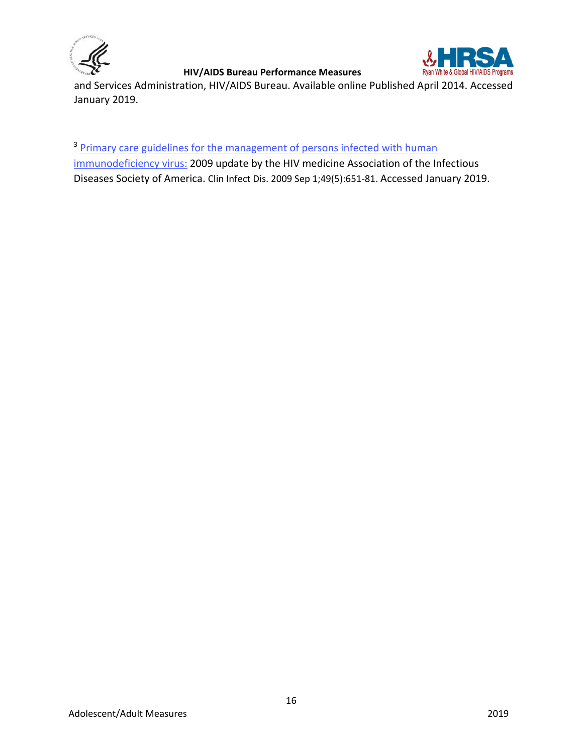and Services Administration, HIV/AIDS Bureau. Available online Published April 2014. Accessed January 2019.

[3] Primary care guidelines for the management of persons infected with human immunodeficiency virus: 2009 update by the HIV medicine Association of the Infectious Diseases Society of America. Clin Infect Dis. 2009 Sep 1;49(5):651-81. Accessed January 2019.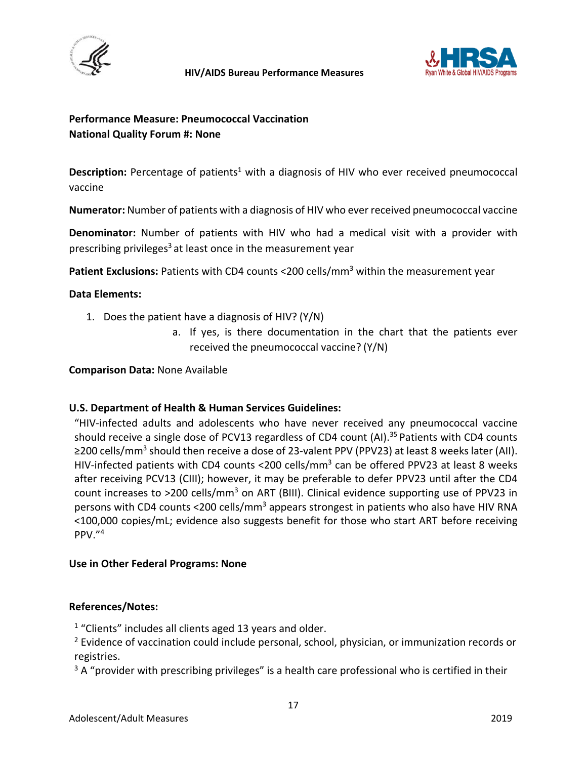**Performance Measure: Pneumococcal Vaccination**
**National Quality Forum #: None**

**Description:** Percentage of patients[1] with a diagnosis of HIV who ever received pneumococcal vaccine

**Numerator:** Number of patients with a diagnosis of HIV who ever received pneumococcal vaccine

**Denominator:** Number of patients with HIV who had a medical visit with a provider with prescribing privileges[3] at least once in the measurement year

**Patient Exclusions:** Patients with CD4 counts <200 cells/mm$^3$ within the measurement year

**Data Elements:**

1. Does the patient have a diagnosis of HIV? (Y/N)
    a. If yes, is there documentation in the chart that the patients ever received the pneumococcal vaccine? (Y/N)

**Comparison Data:** None Available

**U.S. Department of Health & Human Services Guidelines:**

"HIV-infected adults and adolescents who have never received any pneumococcal vaccine should receive a single dose of PCV13 regardless of CD4 count (AI).[35] Patients with CD4 counts ≥200 cells/mm$^3$ should then receive a dose of 23-valent PPV (PPV23) at least 8 weeks later (AII). HIV-infected patients with CD4 counts <200 cells/mm$^3$ can be offered PPV23 at least 8 weeks after receiving PCV13 (CIII); however, it may be preferable to defer PPV23 until after the CD4 count increases to >200 cells/mm$^3$ on ART (BIII). Clinical evidence supporting use of PPV23 in persons with CD4 counts <200 cells/mm$^3$ appears strongest in patients who also have HIV RNA <100,000 copies/mL; evidence also suggests benefit for those who start ART before receiving PPV."[4]

**Use in Other Federal Programs: None**

**References/Notes:**

[1] "Clients" includes all clients aged 13 years and older.

[2] Evidence of vaccination could include personal, school, physician, or immunization records or registries.

[3] A "provider with prescribing privileges" is a health care professional who is certified in their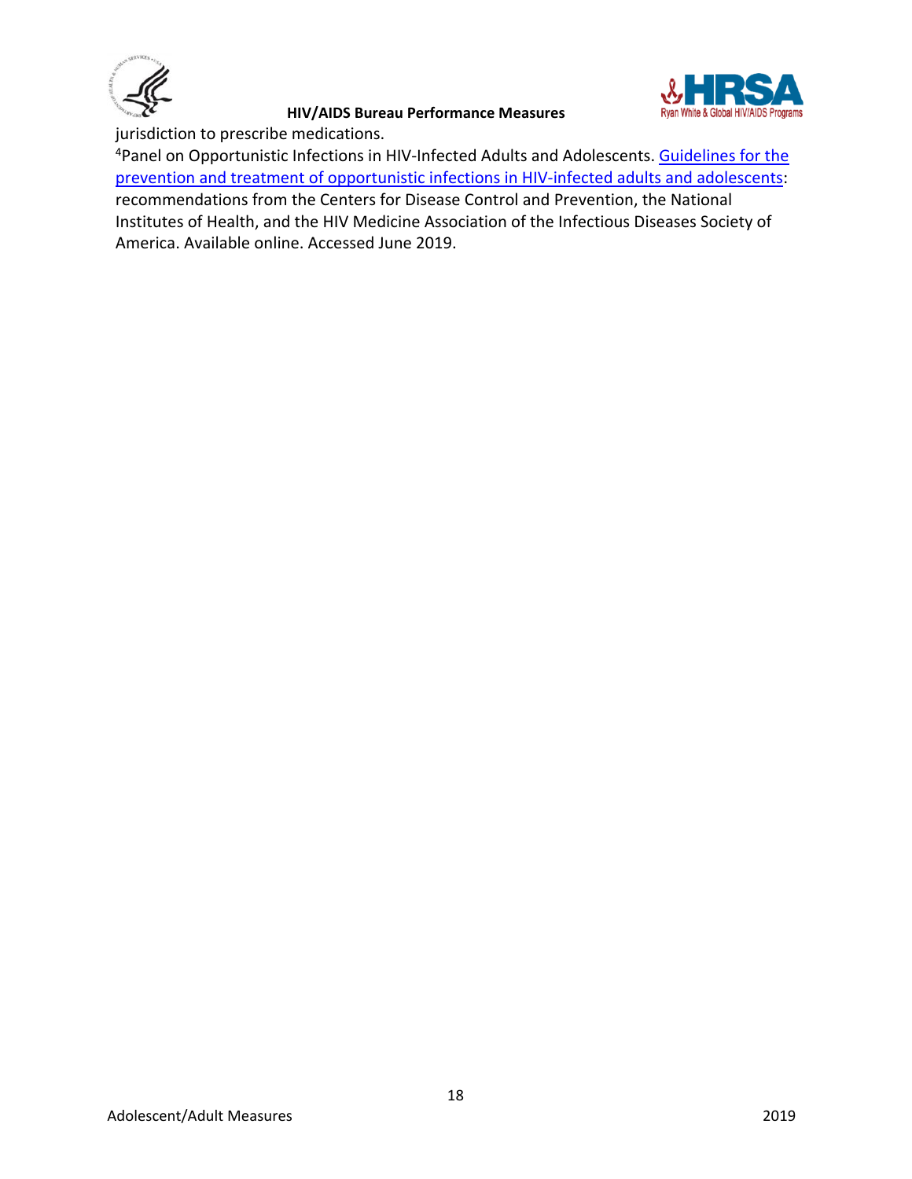jurisdiction to prescribe medications.

[4]Panel on Opportunistic Infections in HIV-Infected Adults and Adolescents. Guidelines for the prevention and treatment of opportunistic infections in HIV-infected adults and adolescents: recommendations from the Centers for Disease Control and Prevention, the National Institutes of Health, and the HIV Medicine Association of the Infectious Diseases Society of America. Available online. Accessed June 2019.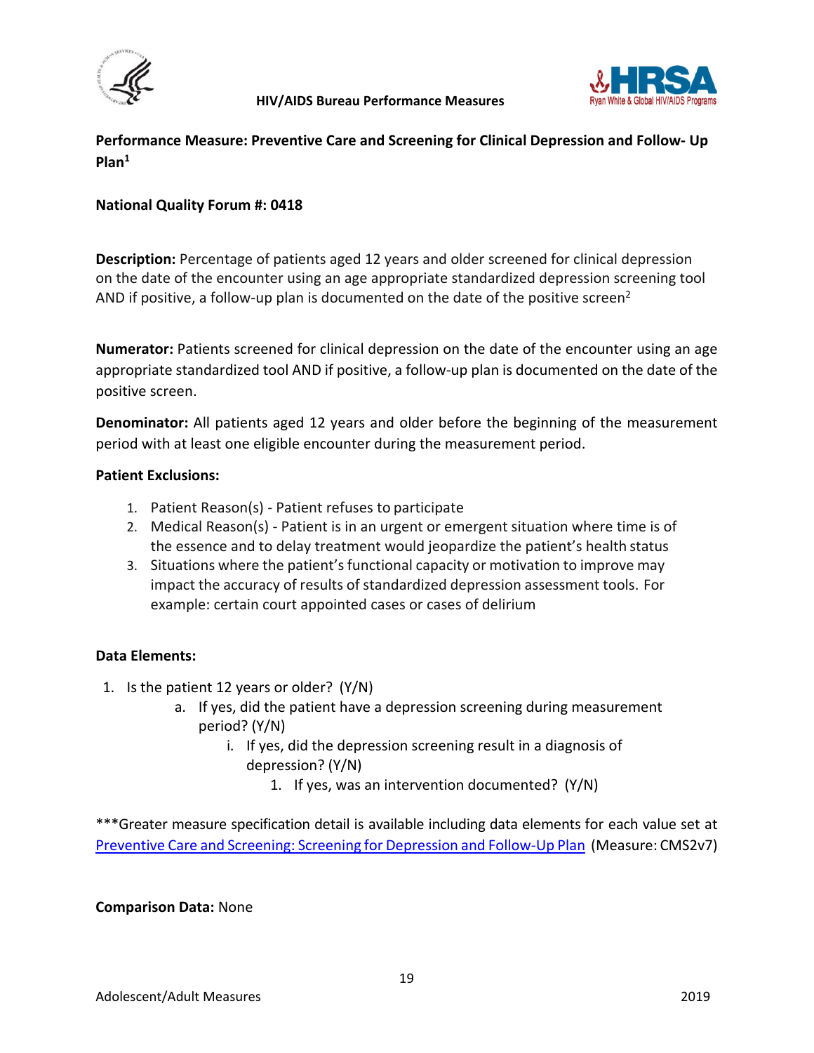**Performance Measure: Preventive Care and Screening for Clinical Depression and Follow- Up Plan**[1]

**National Quality Forum #: 0418**

**Description:** Percentage of patients aged 12 years and older screened for clinical depression on the date of the encounter using an age appropriate standardized depression screening tool AND if positive, a follow-up plan is documented on the date of the positive screen[2]

**Numerator:** Patients screened for clinical depression on the date of the encounter using an age appropriate standardized tool AND if positive, a follow-up plan is documented on the date of the positive screen.

**Denominator:** All patients aged 12 years and older before the beginning of the measurement period with at least one eligible encounter during the measurement period.

**Patient Exclusions:**

1. Patient Reason(s) - Patient refuses to participate
2. Medical Reason(s) - Patient is in an urgent or emergent situation where time is of the essence and to delay treatment would jeopardize the patient's health status
3. Situations where the patient's functional capacity or motivation to improve may impact the accuracy of results of standardized depression assessment tools. For example: certain court appointed cases or cases of delirium

**Data Elements:**

1. Is the patient 12 years or older? (Y/N)
   a. If yes, did the patient have a depression screening during measurement period? (Y/N)
      i. If yes, did the depression screening result in a diagnosis of depression? (Y/N)
         1. If yes, was an intervention documented? (Y/N)

***Greater measure specification detail is available including data elements for each value set at Preventive Care and Screening: Screening for Depression and Follow-Up Plan (Measure: CMS2v7)

**Comparison Data:** None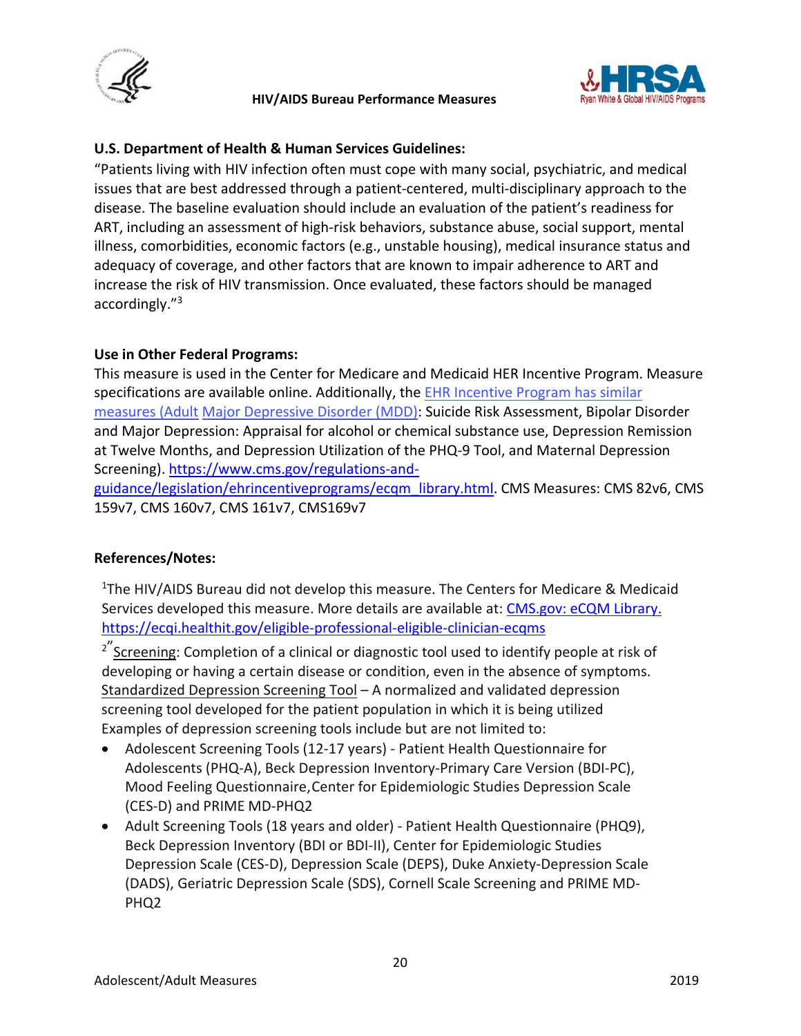**U.S. Department of Health & Human Services Guidelines:**

"Patients living with HIV infection often must cope with many social, psychiatric, and medical issues that are best addressed through a patient-centered, multi-disciplinary approach to the disease. The baseline evaluation should include an evaluation of the patient's readiness for ART, including an assessment of high-risk behaviors, substance abuse, social support, mental illness, comorbidities, economic factors (e.g., unstable housing), medical insurance status and adequacy of coverage, and other factors that are known to impair adherence to ART and increase the risk of HIV transmission. Once evaluated, these factors should be managed accordingly."[3]

**Use in Other Federal Programs:**

This measure is used in the Center for Medicare and Medicaid HER Incentive Program. Measure specifications are available online. Additionally, the EHR Incentive Program has similar measures (Adult Major Depressive Disorder (MDD): Suicide Risk Assessment, Bipolar Disorder and Major Depression: Appraisal for alcohol or chemical substance use, Depression Remission at Twelve Months, and Depression Utilization of the PHQ-9 Tool, and Maternal Depression Screening). https://www.cms.gov/regulations-and-guidance/legislation/ehrincentiveprograms/ecqm_library.html. CMS Measures: CMS 82v6, CMS 159v7, CMS 160v7, CMS 161v7, CMS169v7

**References/Notes:**

[1]The HIV/AIDS Bureau did not develop this measure. The Centers for Medicare & Medicaid Services developed this measure. More details are available at: CMS.gov: eCQM Library. https://ecqi.healthit.gov/eligible-professional-eligible-clinician-ecqms

[2]"Screening: Completion of a clinical or diagnostic tool used to identify people at risk of developing or having a certain disease or condition, even in the absence of symptoms. Standardized Depression Screening Tool – A normalized and validated depression screening tool developed for the patient population in which it is being utilized Examples of depression screening tools include but are not limited to:

- Adolescent Screening Tools (12-17 years) - Patient Health Questionnaire for Adolescents (PHQ-A), Beck Depression Inventory-Primary Care Version (BDI-PC), Mood Feeling Questionnaire,Center for Epidemiologic Studies Depression Scale (CES-D) and PRIME MD-PHQ2
- Adult Screening Tools (18 years and older) - Patient Health Questionnaire (PHQ9), Beck Depression Inventory (BDI or BDI-II), Center for Epidemiologic Studies Depression Scale (CES-D), Depression Scale (DEPS), Duke Anxiety-Depression Scale (DADS), Geriatric Depression Scale (SDS), Cornell Scale Screening and PRIME MD-PHQ2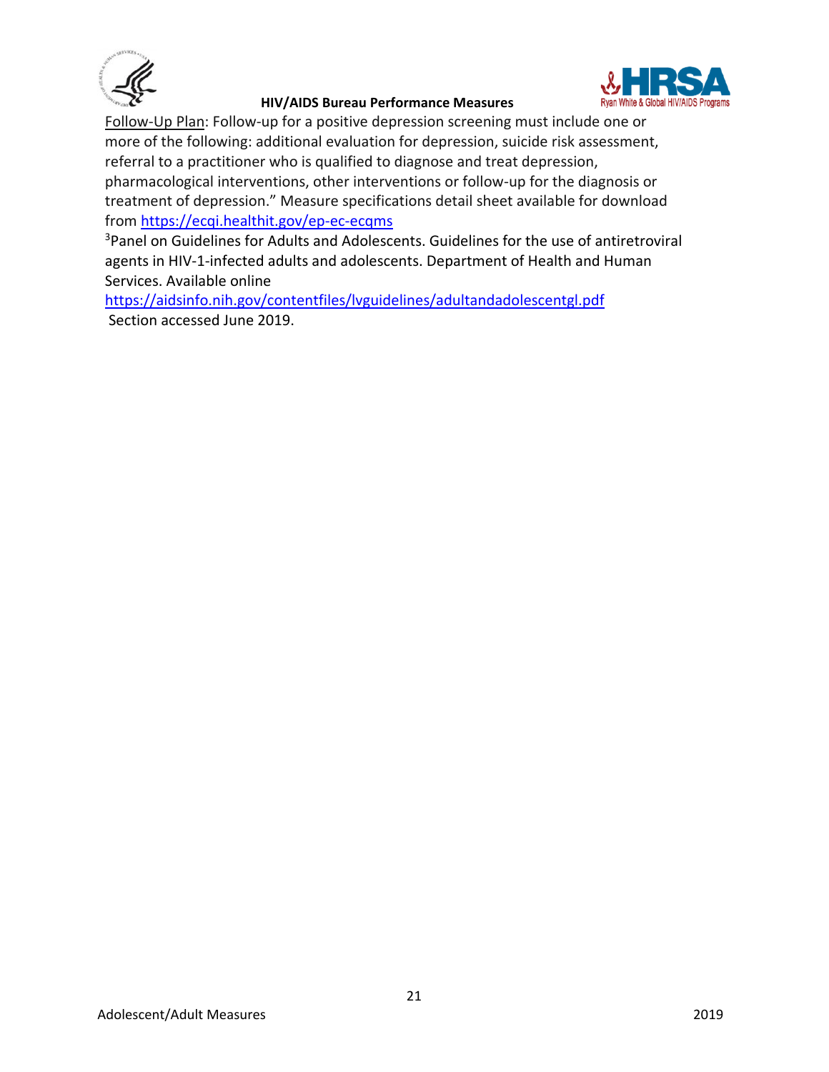Follow-Up Plan: Follow-up for a positive depression screening must include one or more of the following: additional evaluation for depression, suicide risk assessment, referral to a practitioner who is qualified to diagnose and treat depression, pharmacological interventions, other interventions or follow-up for the diagnosis or treatment of depression." Measure specifications detail sheet available for download from https://ecqi.healthit.gov/ep-ec-ecqms

[3]Panel on Guidelines for Adults and Adolescents. Guidelines for the use of antiretroviral agents in HIV-1-infected adults and adolescents. Department of Health and Human Services. Available online https://aidsinfo.nih.gov/contentfiles/lvguidelines/adultandadolescentgl.pdf Section accessed June 2019.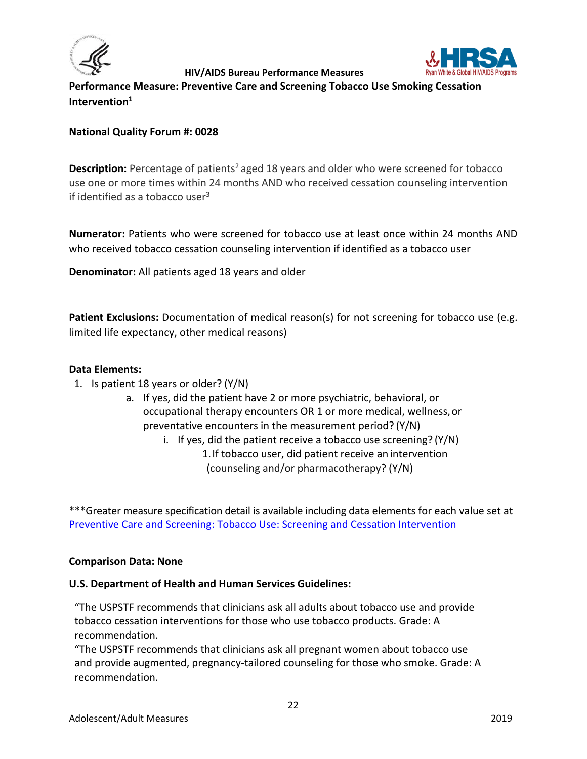# Performance Measure: Preventive Care and Screening Tobacco Use Smoking Cessation Intervention[1]

**National Quality Forum #: 0028**

**Description:** Percentage of patients[2] aged 18 years and older who were screened for tobacco use one or more times within 24 months AND who received cessation counseling intervention if identified as a tobacco user[3]

**Numerator:** Patients who were screened for tobacco use at least once within 24 months AND who received tobacco cessation counseling intervention if identified as a tobacco user

**Denominator:** All patients aged 18 years and older

**Patient Exclusions:** Documentation of medical reason(s) for not screening for tobacco use (e.g. limited life expectancy, other medical reasons)

**Data Elements:**

1. Is patient 18 years or older? (Y/N)
    a. If yes, did the patient have 2 or more psychiatric, behavioral, or occupational therapy encounters OR 1 or more medical, wellness, or preventative encounters in the measurement period? (Y/N)
        i. If yes, did the patient receive a tobacco use screening? (Y/N)
            1. If tobacco user, did patient receive an intervention (counseling and/or pharmacotherapy? (Y/N)

***Greater measure specification detail is available including data elements for each value set at [Preventive Care and Screening: Tobacco Use: Screening and Cessation Intervention]()

**Comparison Data: None**

**U.S. Department of Health and Human Services Guidelines:**

"The USPSTF recommends that clinicians ask all adults about tobacco use and provide tobacco cessation interventions for those who use tobacco products. Grade: A recommendation.

"The USPSTF recommends that clinicians ask all pregnant women about tobacco use and provide augmented, pregnancy-tailored counseling for those who smoke. Grade: A recommendation.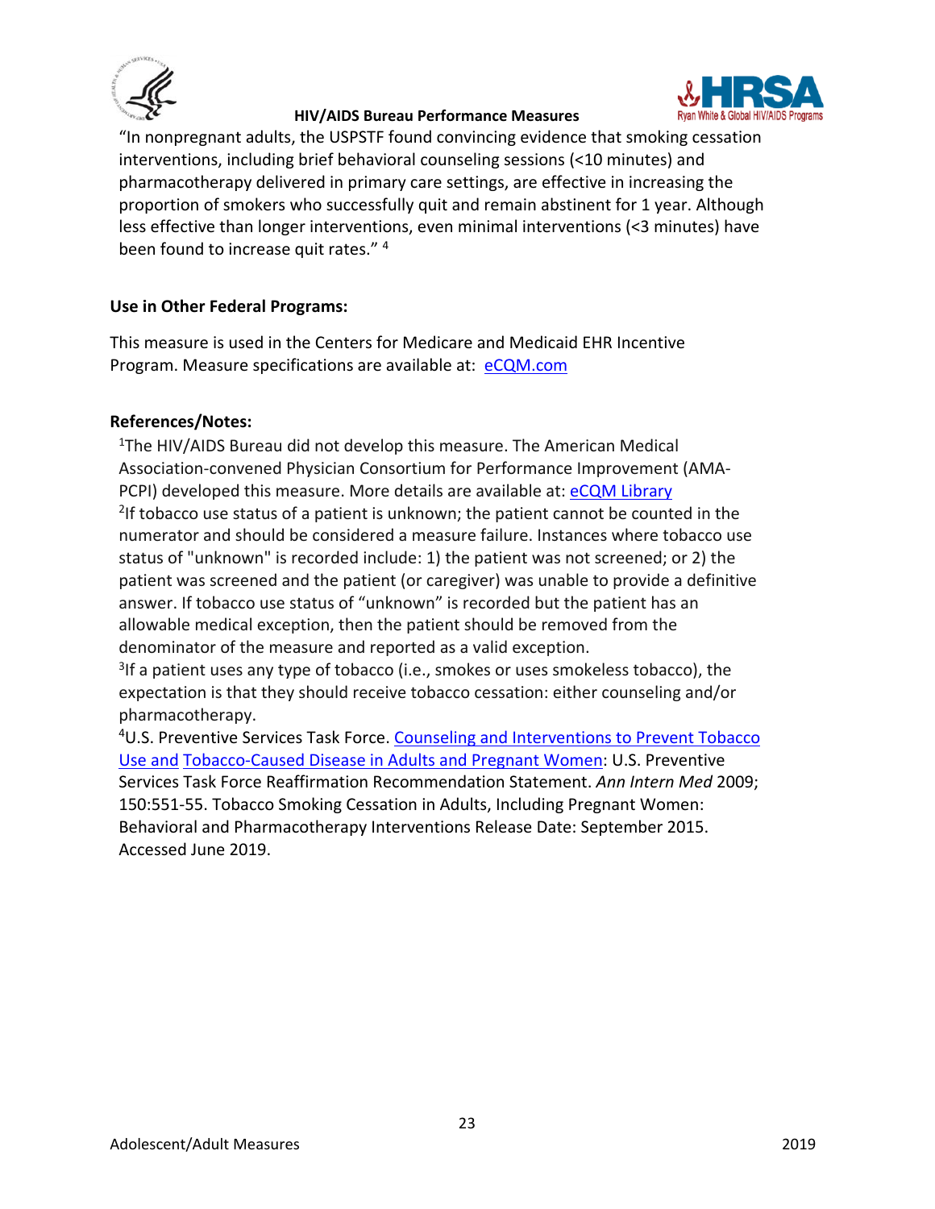"In nonpregnant adults, the USPSTF found convincing evidence that smoking cessation interventions, including brief behavioral counseling sessions (<10 minutes) and pharmacotherapy delivered in primary care settings, are effective in increasing the proportion of smokers who successfully quit and remain abstinent for 1 year. Although less effective than longer interventions, even minimal interventions (<3 minutes) have been found to increase quit rates." [4]

**Use in Other Federal Programs:**

This measure is used in the Centers for Medicare and Medicaid EHR Incentive Program. Measure specifications are available at: eCQM.com

**References/Notes:**

[1]The HIV/AIDS Bureau did not develop this measure. The American Medical Association-convened Physician Consortium for Performance Improvement (AMA-PCPI) developed this measure. More details are available at: eCQM Library

[2]If tobacco use status of a patient is unknown; the patient cannot be counted in the numerator and should be considered a measure failure. Instances where tobacco use status of "unknown" is recorded include: 1) the patient was not screened; or 2) the patient was screened and the patient (or caregiver) was unable to provide a definitive answer. If tobacco use status of "unknown" is recorded but the patient has an allowable medical exception, then the patient should be removed from the denominator of the measure and reported as a valid exception.

[3]If a patient uses any type of tobacco (i.e., smokes or uses smokeless tobacco), the expectation is that they should receive tobacco cessation: either counseling and/or pharmacotherapy.

[4]U.S. Preventive Services Task Force. Counseling and Interventions to Prevent Tobacco Use and Tobacco-Caused Disease in Adults and Pregnant Women: U.S. Preventive Services Task Force Reaffirmation Recommendation Statement. *Ann Intern Med* 2009; 150:551-55. Tobacco Smoking Cessation in Adults, Including Pregnant Women: Behavioral and Pharmacotherapy Interventions Release Date: September 2015. Accessed June 2019.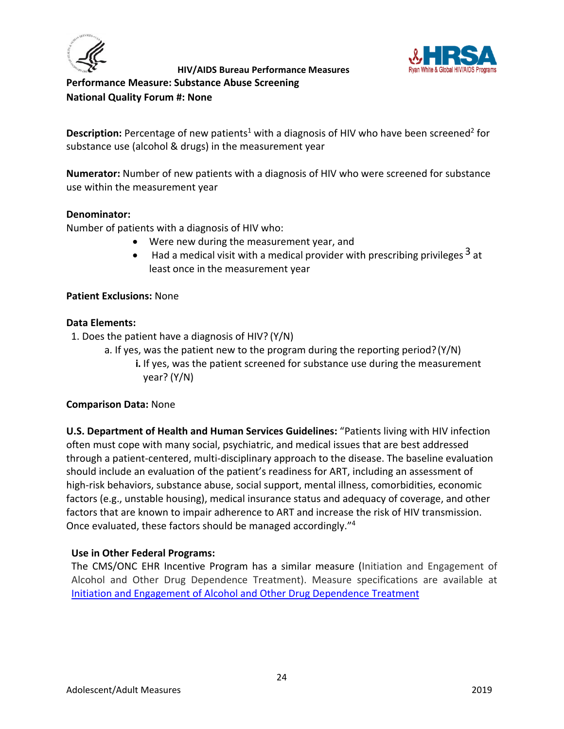HIV/AIDS Bureau Performance Measures

# Performance Measure: Substance Abuse Screening

**National Quality Forum #: None**

**Description:** Percentage of new patients[1] with a diagnosis of HIV who have been screened[2] for substance use (alcohol & drugs) in the measurement year

**Numerator:** Number of new patients with a diagnosis of HIV who were screened for substance use within the measurement year

**Denominator:**
Number of patients with a diagnosis of HIV who:

- Were new during the measurement year, and
- Had a medical visit with a medical provider with prescribing privileges[3] at least once in the measurement year

**Patient Exclusions:** None

**Data Elements:**

1. Does the patient have a diagnosis of HIV? (Y/N)
   a. If yes, was the patient new to the program during the reporting period? (Y/N)
      **i.** If yes, was the patient screened for substance use during the measurement year? (Y/N)

**Comparison Data:** None

**U.S. Department of Health and Human Services Guidelines:** "Patients living with HIV infection often must cope with many social, psychiatric, and medical issues that are best addressed through a patient-centered, multi-disciplinary approach to the disease. The baseline evaluation should include an evaluation of the patient's readiness for ART, including an assessment of high-risk behaviors, substance abuse, social support, mental illness, comorbidities, economic factors (e.g., unstable housing), medical insurance status and adequacy of coverage, and other factors that are known to impair adherence to ART and increase the risk of HIV transmission. Once evaluated, these factors should be managed accordingly."[4]

**Use in Other Federal Programs:**
The CMS/ONC EHR Incentive Program has a similar measure (Initiation and Engagement of Alcohol and Other Drug Dependence Treatment). Measure specifications are available at Initiation and Engagement of Alcohol and Other Drug Dependence Treatment

Adolescent/Adult Measures 2019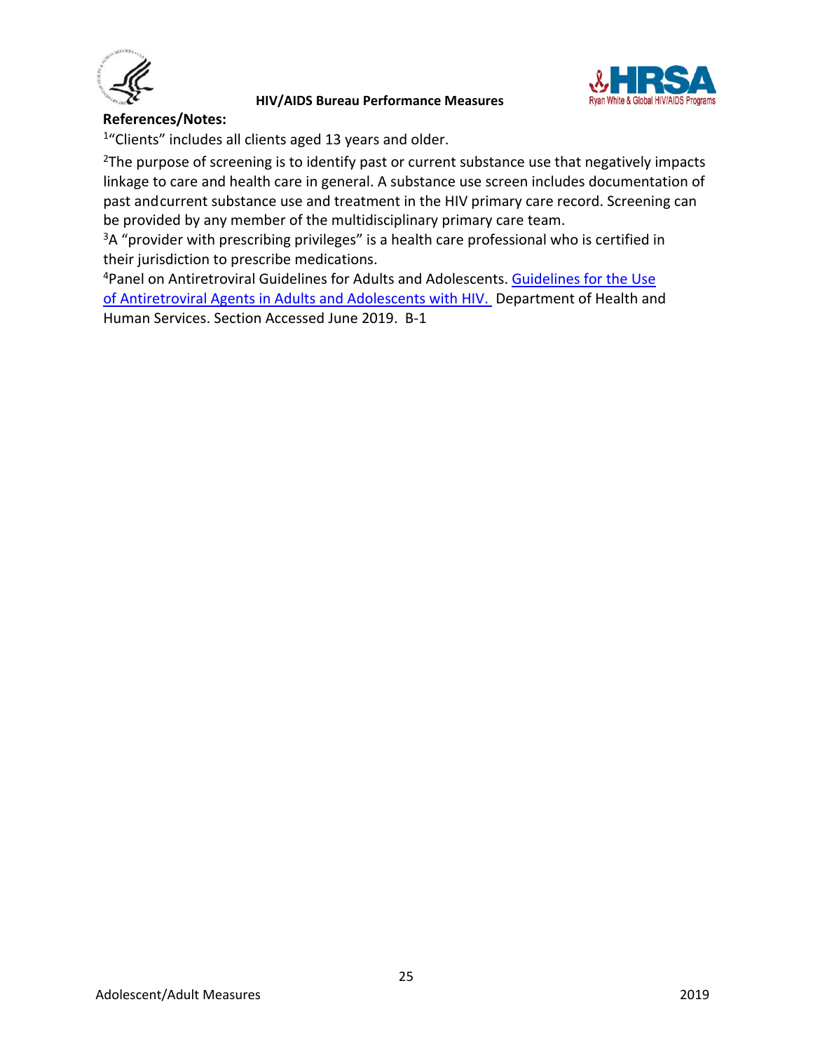**References/Notes:**

[1]"Clients" includes all clients aged 13 years and older.

[2]The purpose of screening is to identify past or current substance use that negatively impacts linkage to care and health care in general. A substance use screen includes documentation of past and current substance use and treatment in the HIV primary care record. Screening can be provided by any member of the multidisciplinary primary care team.

[3]A "provider with prescribing privileges" is a health care professional who is certified in their jurisdiction to prescribe medications.

[4]Panel on Antiretroviral Guidelines for Adults and Adolescents. Guidelines for the Use of Antiretroviral Agents in Adults and Adolescents with HIV. Department of Health and Human Services. Section Accessed June 2019. B-1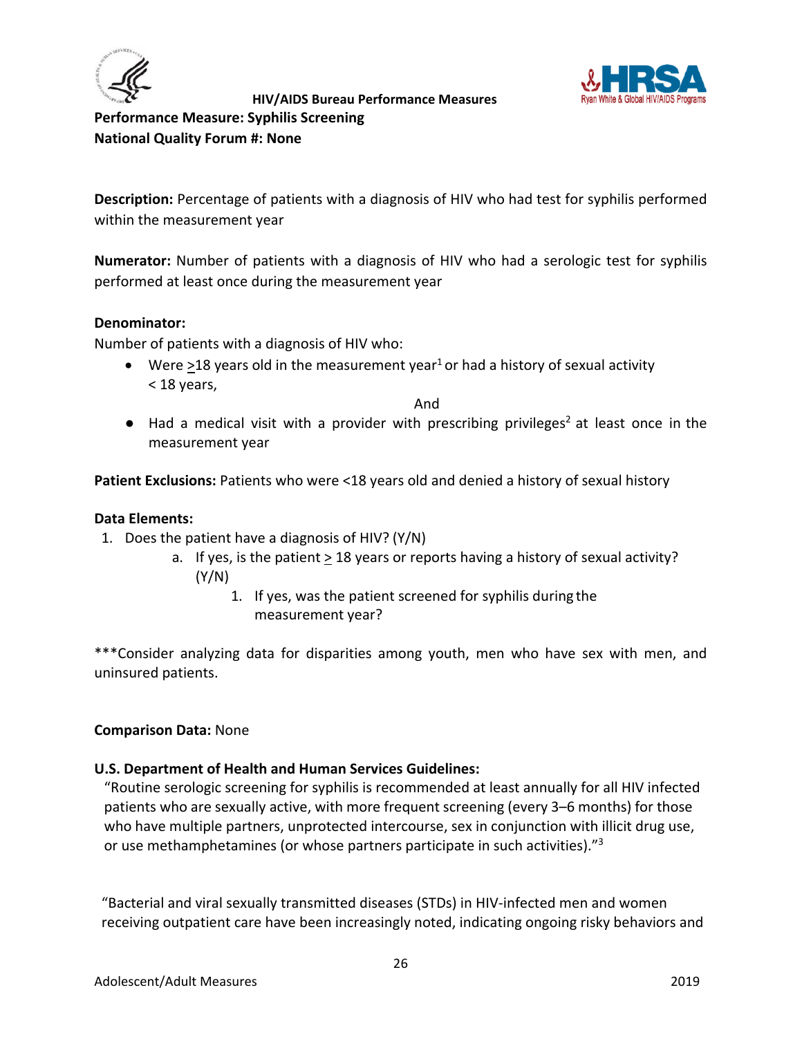HIV/AIDS Bureau Performance Measures

**Performance Measure: Syphilis Screening**

**National Quality Forum #: None**

**Description:** Percentage of patients with a diagnosis of HIV who had test for syphilis performed within the measurement year

**Numerator:** Number of patients with a diagnosis of HIV who had a serologic test for syphilis performed at least once during the measurement year

**Denominator:**

Number of patients with a diagnosis of HIV who:

- Were ≥18 years old in the measurement year[1] or had a history of sexual activity < 18 years,

  And

- Had a medical visit with a provider with prescribing privileges[2] at least once in the measurement year

**Patient Exclusions:** Patients who were <18 years old and denied a history of sexual history

**Data Elements:**

1. Does the patient have a diagnosis of HIV? (Y/N)
   a. If yes, is the patient ≥ 18 years or reports having a history of sexual activity? (Y/N)
      1. If yes, was the patient screened for syphilis during the measurement year?

***Consider analyzing data for disparities among youth, men who have sex with men, and uninsured patients.

**Comparison Data:** None

**U.S. Department of Health and Human Services Guidelines:**

"Routine serologic screening for syphilis is recommended at least annually for all HIV infected patients who are sexually active, with more frequent screening (every 3–6 months) for those who have multiple partners, unprotected intercourse, sex in conjunction with illicit drug use, or use methamphetamines (or whose partners participate in such activities)."[3]

"Bacterial and viral sexually transmitted diseases (STDs) in HIV-infected men and women receiving outpatient care have been increasingly noted, indicating ongoing risky behaviors and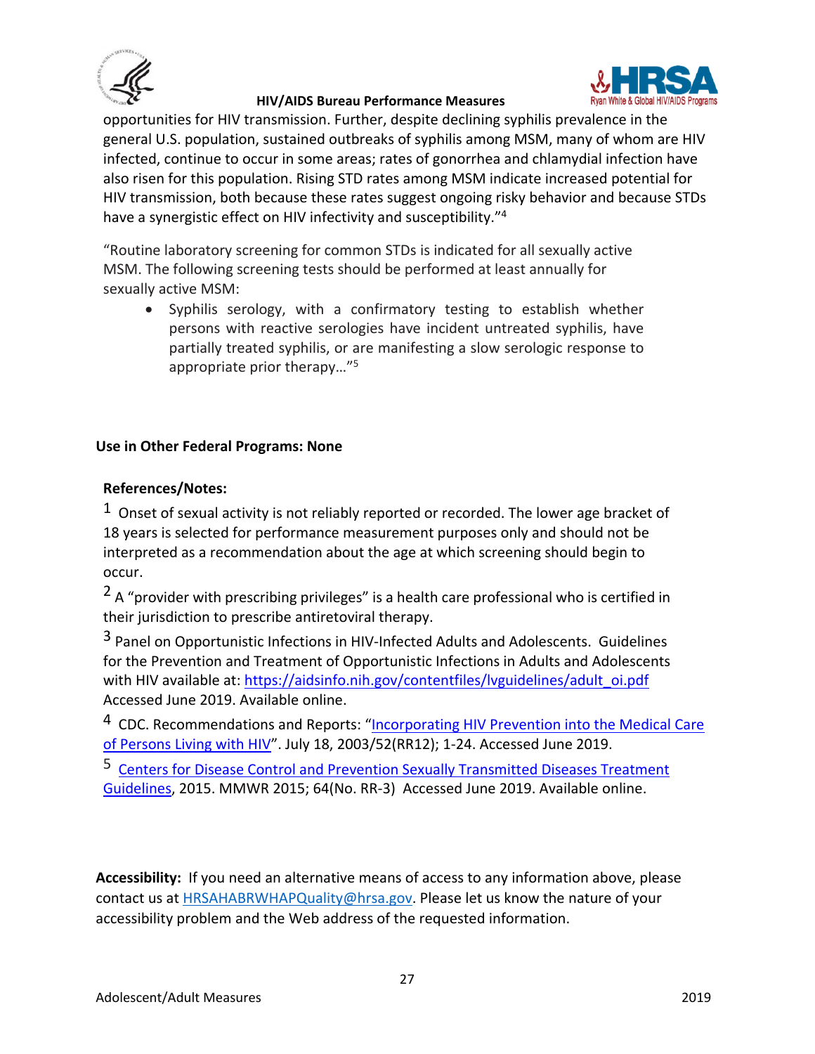opportunities for HIV transmission. Further, despite declining syphilis prevalence in the general U.S. population, sustained outbreaks of syphilis among MSM, many of whom are HIV infected, continue to occur in some areas; rates of gonorrhea and chlamydial infection have also risen for this population. Rising STD rates among MSM indicate increased potential for HIV transmission, both because these rates suggest ongoing risky behavior and because STDs have a synergistic effect on HIV infectivity and susceptibility."[4]

"Routine laboratory screening for common STDs is indicated for all sexually active MSM. The following screening tests should be performed at least annually for sexually active MSM:

- Syphilis serology, with a confirmatory testing to establish whether persons with reactive serologies have incident untreated syphilis, have partially treated syphilis, or are manifesting a slow serologic response to appropriate prior therapy…"[5]

**Use in Other Federal Programs: None**

**References/Notes:**

[1] Onset of sexual activity is not reliably reported or recorded. The lower age bracket of 18 years is selected for performance measurement purposes only and should not be interpreted as a recommendation about the age at which screening should begin to occur.

[2] A "provider with prescribing privileges" is a health care professional who is certified in their jurisdiction to prescribe antiretoviral therapy.

[3] Panel on Opportunistic Infections in HIV-Infected Adults and Adolescents. Guidelines for the Prevention and Treatment of Opportunistic Infections in Adults and Adolescents with HIV available at: https://aidsinfo.nih.gov/contentfiles/lvguidelines/adult_oi.pdf Accessed June 2019. Available online.

[4] CDC. Recommendations and Reports: "Incorporating HIV Prevention into the Medical Care of Persons Living with HIV". July 18, 2003/52(RR12); 1-24. Accessed June 2019.

[5] Centers for Disease Control and Prevention Sexually Transmitted Diseases Treatment Guidelines, 2015. MMWR 2015; 64(No. RR-3) Accessed June 2019. Available online.

**Accessibility:** If you need an alternative means of access to any information above, please contact us at HRSAHABRWHAPQuality@hrsa.gov. Please let us know the nature of your accessibility problem and the Web address of the requested information.